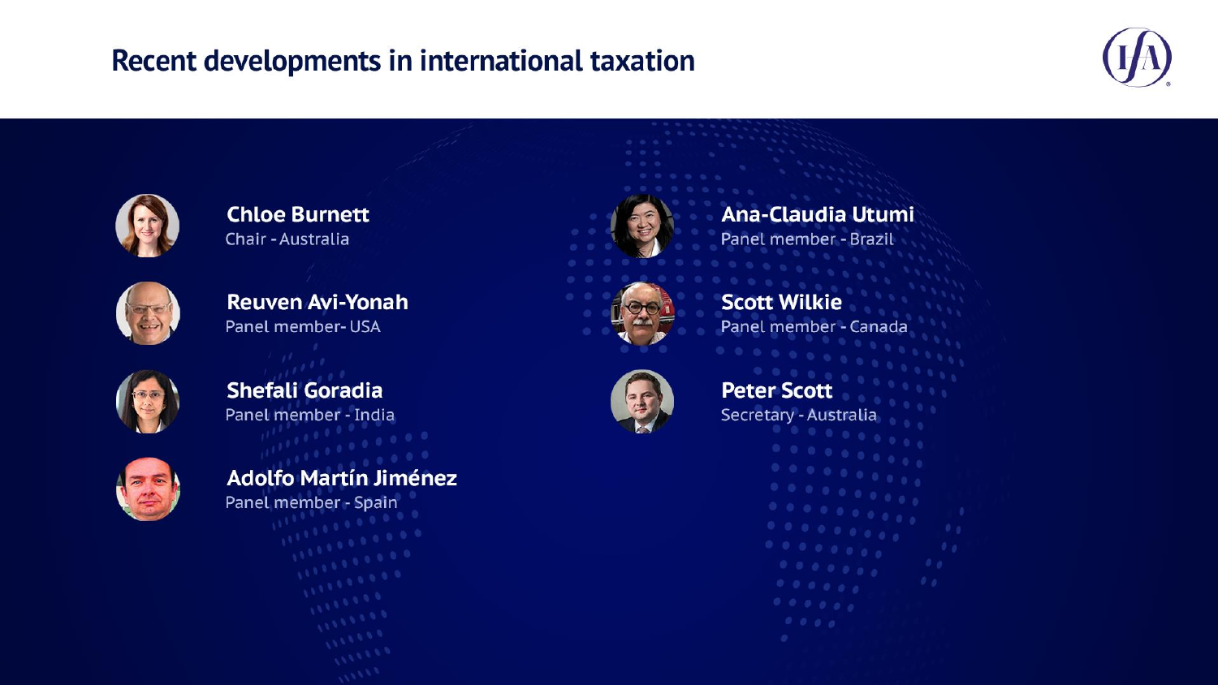# Recent developments in international taxation

**Chloe Burnett**
Chair - Australia

**Reuven Avi-Yonah**
Panel member- USA

**Shefali Goradia**
Panel member - India

**Adolfo Martín Jiménez**
Panel member - Spain

**Ana-Claudia Utumi**
Panel member - Brazil

**Scott Wilkie**
Panel member - Canada

**Peter Scott**
Secretary - Australia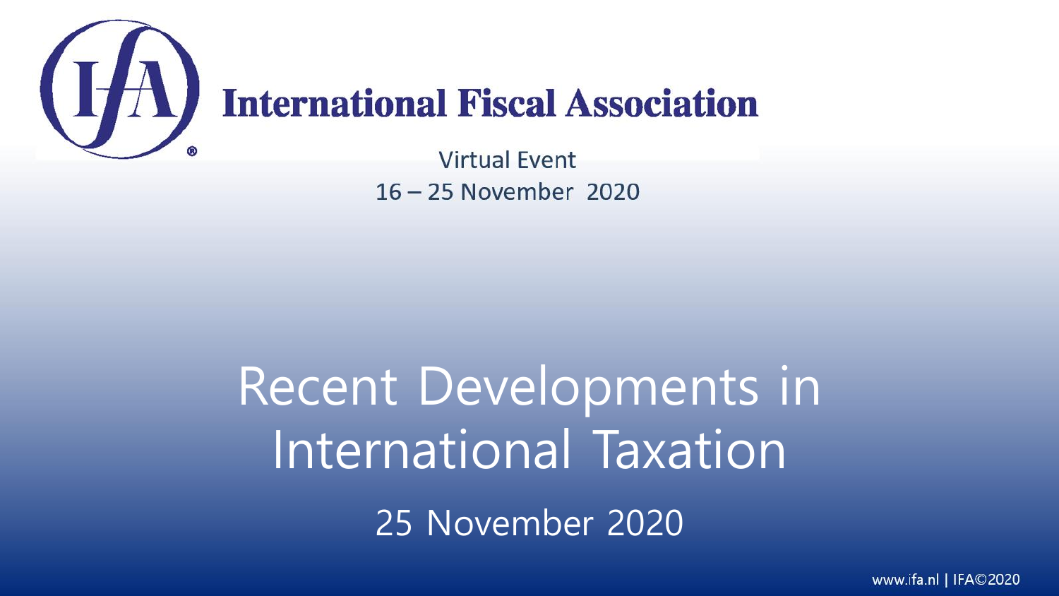# International Fiscal Association

Virtual Event

16 – 25 November 2020

# Recent Developments in International Taxation

25 November 2020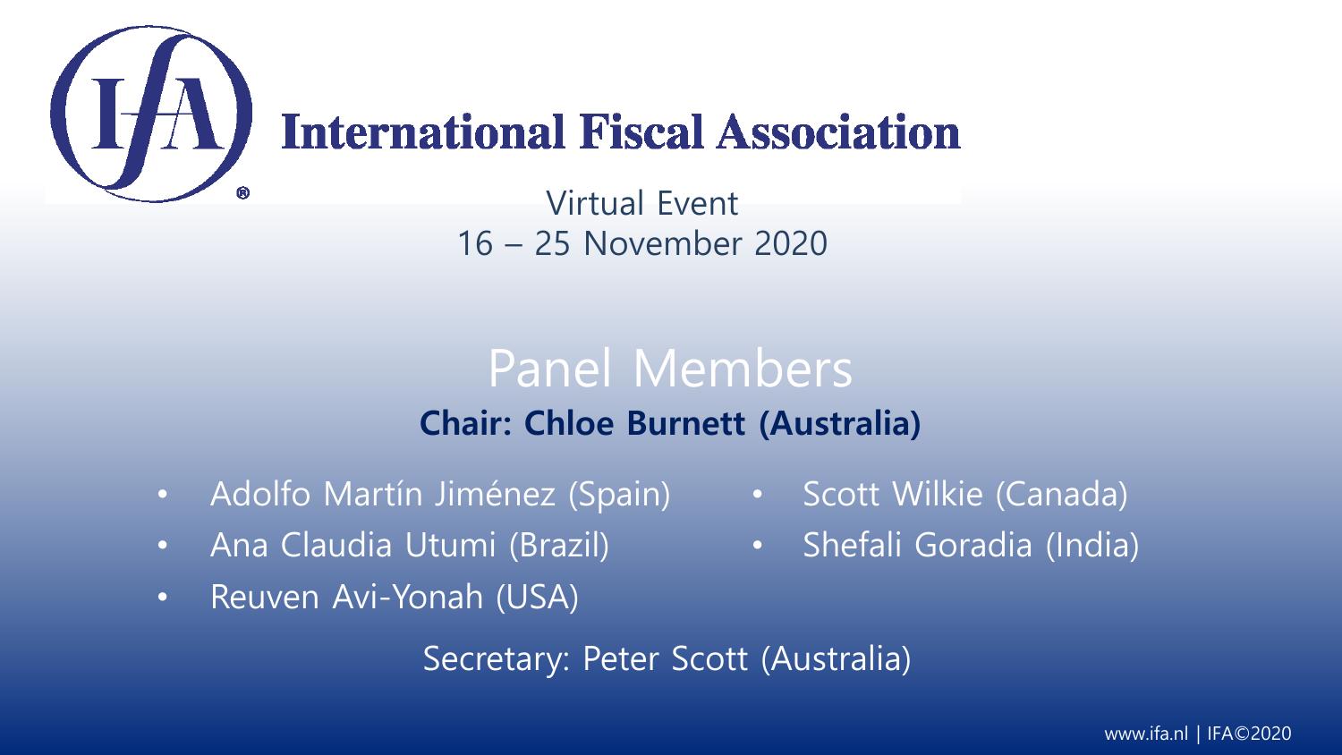# International Fiscal Association

Virtual Event
16 – 25 November 2020

## Panel Members

**Chair: Chloe Burnett (Australia)**

- Adolfo Martín Jiménez (Spain)
- Ana Claudia Utumi (Brazil)
- Reuven Avi-Yonah (USA)
- Scott Wilkie (Canada)
- Shefali Goradia (India)

Secretary: Peter Scott (Australia)

www.ifa.nl | IFA©2020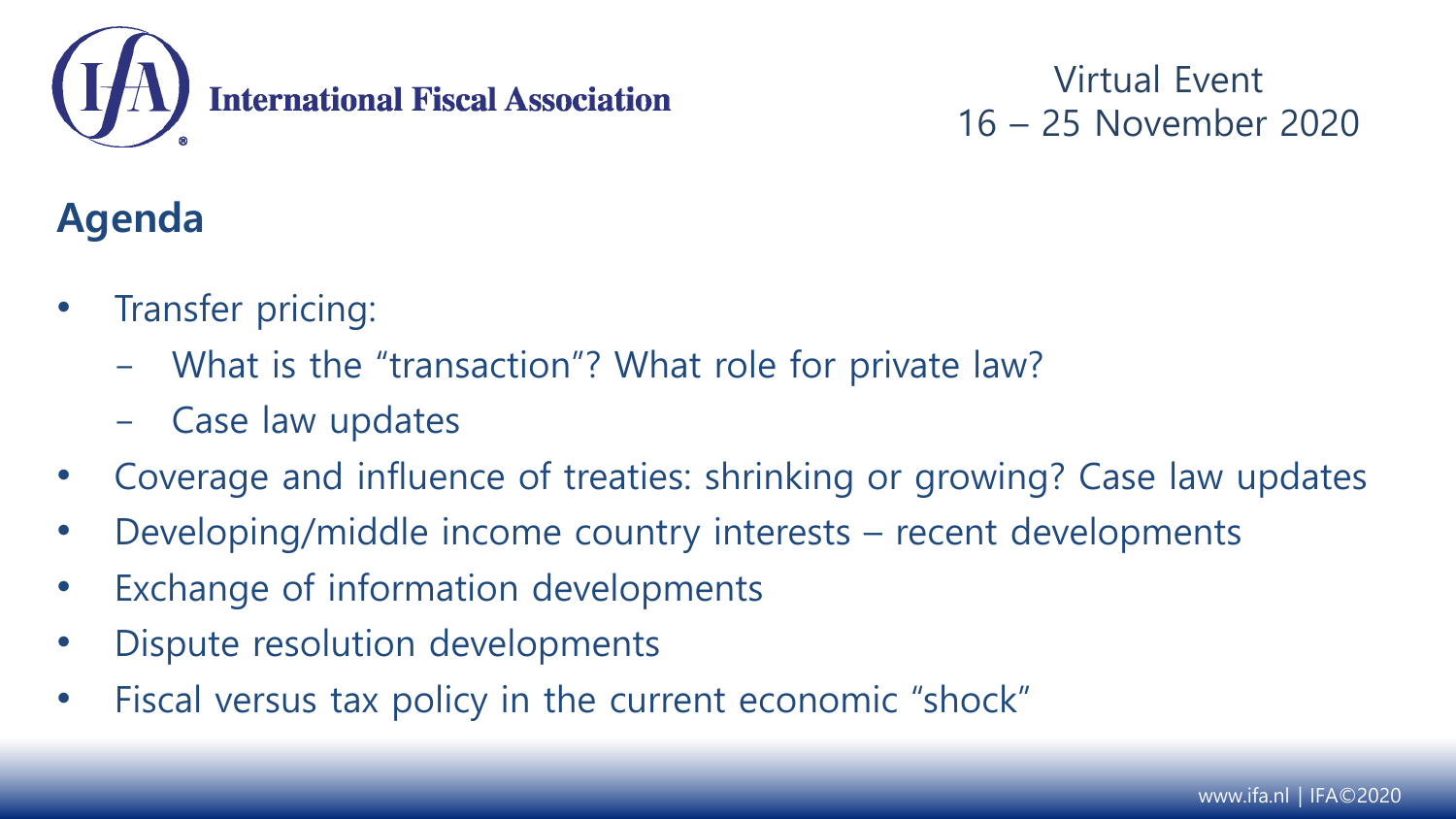## Agenda

- Transfer pricing:
  - What is the "transaction"? What role for private law?
  - Case law updates
- Coverage and influence of treaties: shrinking or growing? Case law updates
- Developing/middle income country interests – recent developments
- Exchange of information developments
- Dispute resolution developments
- Fiscal versus tax policy in the current economic "shock"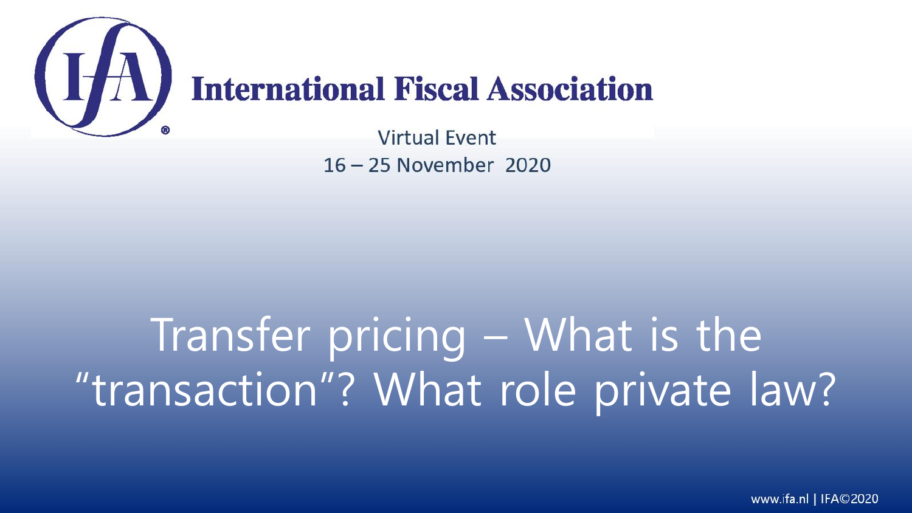International Fiscal Association

Virtual Event

16 – 25 November 2020

# Transfer pricing – What is the "transaction"? What role private law?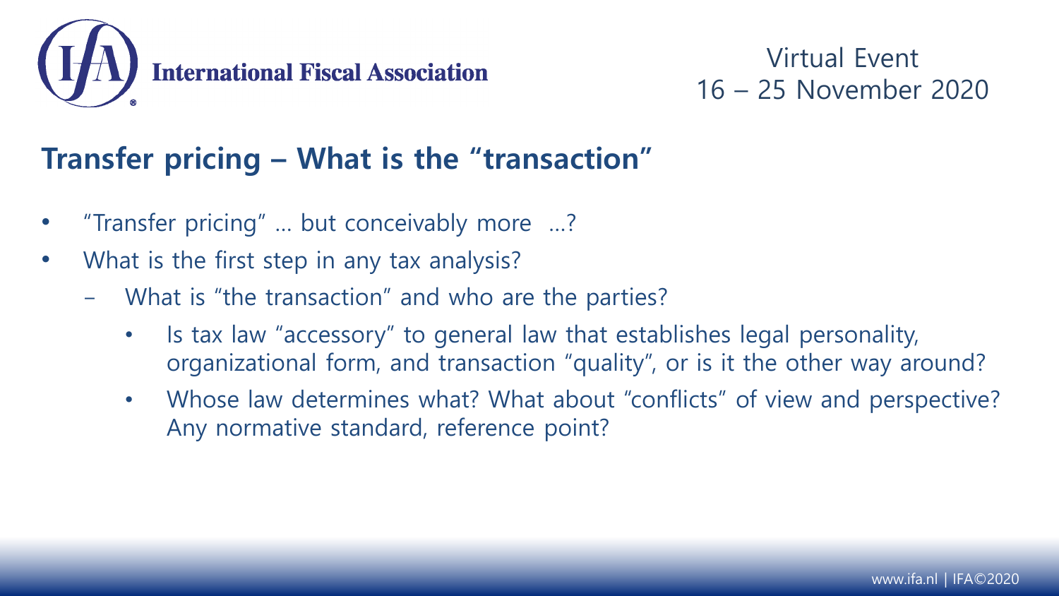## Transfer pricing – What is the "transaction"

- "Transfer pricing" … but conceivably more …?
- What is the first step in any tax analysis?
  - What is "the transaction" and who are the parties?
    - Is tax law "accessory" to general law that establishes legal personality, organizational form, and transaction "quality", or is it the other way around?
    - Whose law determines what? What about "conflicts" of view and perspective? Any normative standard, reference point?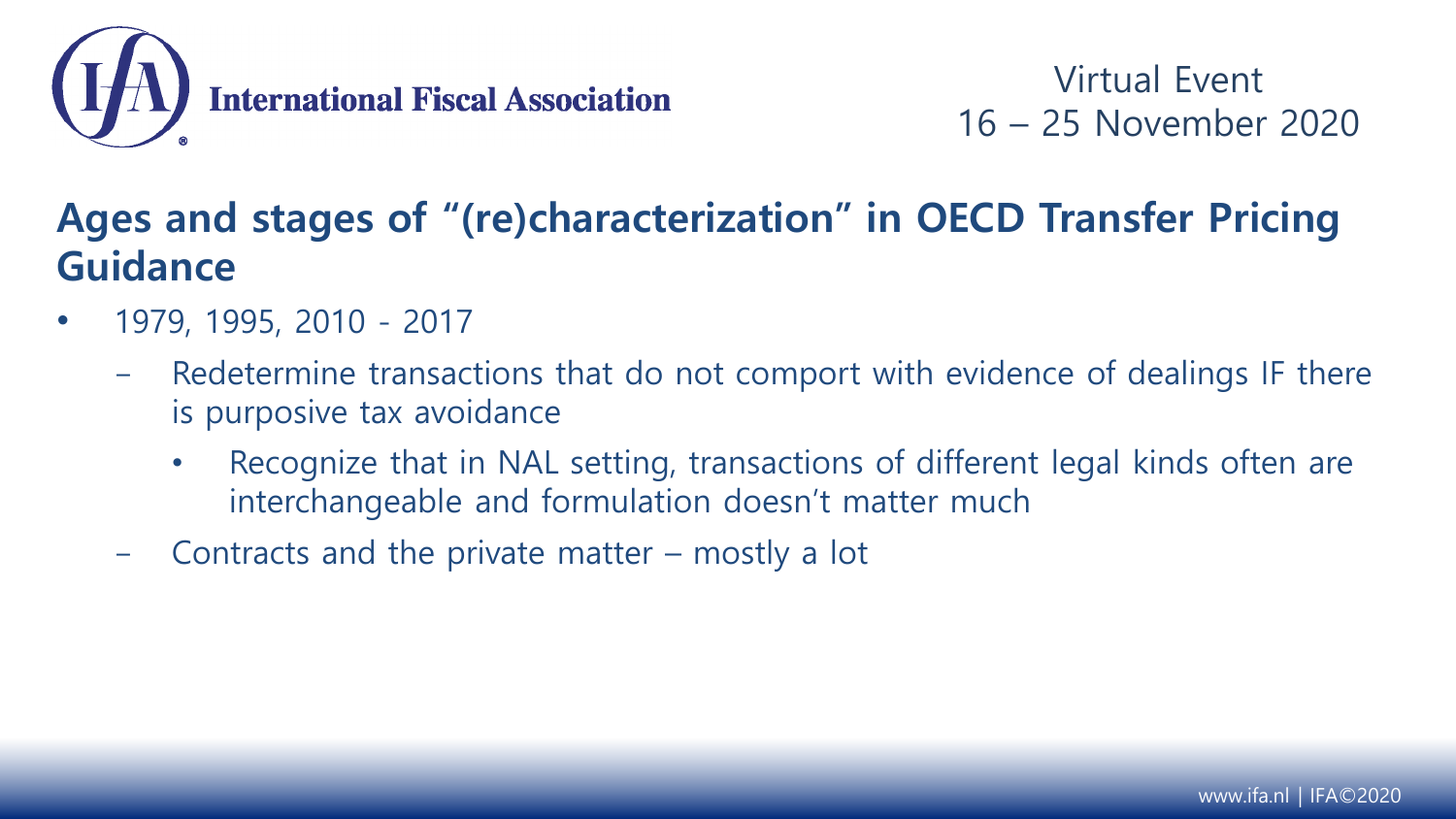## Ages and stages of "(re)characterization" in OECD Transfer Pricing Guidance

- 1979, 1995, 2010 - 2017
  - Redetermine transactions that do not comport with evidence of dealings IF there is purposive tax avoidance
    - Recognize that in NAL setting, transactions of different legal kinds often are interchangeable and formulation doesn't matter much
  - Contracts and the private matter – mostly a lot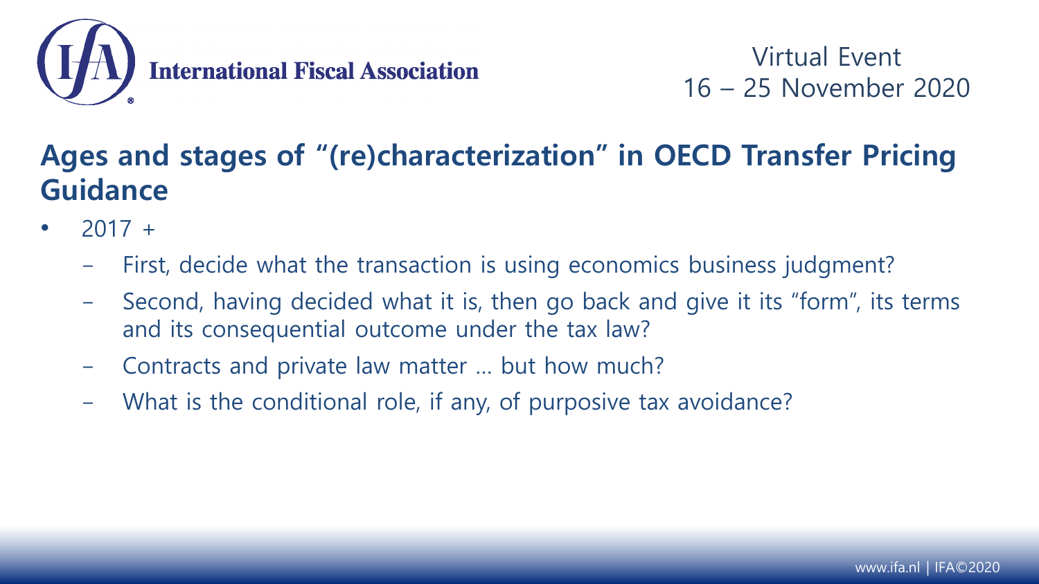## Ages and stages of "(re)characterization" in OECD Transfer Pricing Guidance

- 2017 +
  - First, decide what the transaction is using economics business judgment?
  - Second, having decided what it is, then go back and give it its "form", its terms and its consequential outcome under the tax law?
  - Contracts and private law matter … but how much?
  - What is the conditional role, if any, of purposive tax avoidance?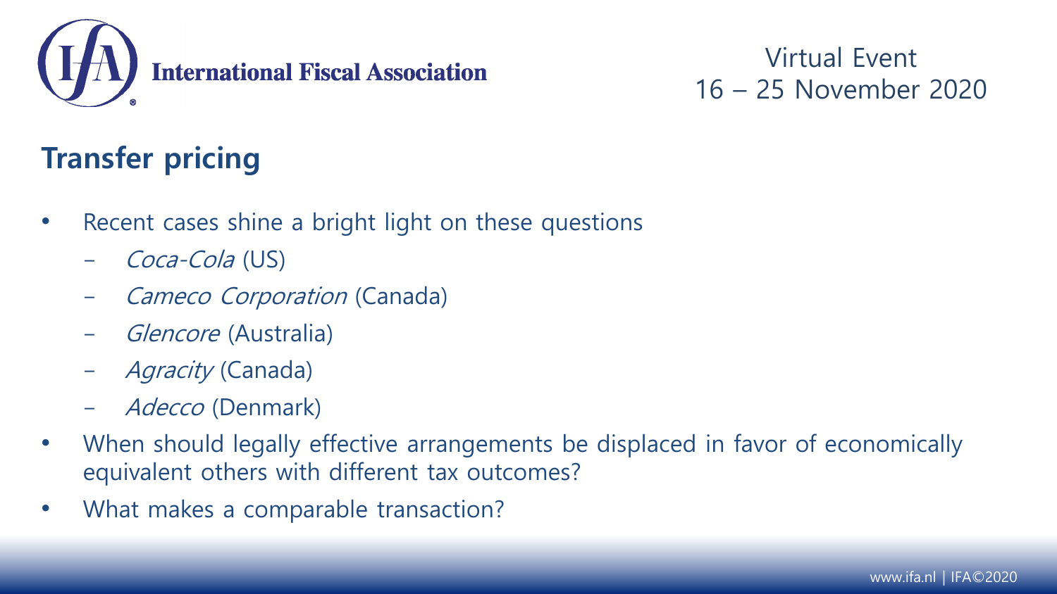## Transfer pricing

- Recent cases shine a bright light on these questions
  - *Coca-Cola* (US)
  - *Cameco Corporation* (Canada)
  - *Glencore* (Australia)
  - *Agracity* (Canada)
  - *Adecco* (Denmark)
- When should legally effective arrangements be displaced in favor of economically equivalent others with different tax outcomes?
- What makes a comparable transaction?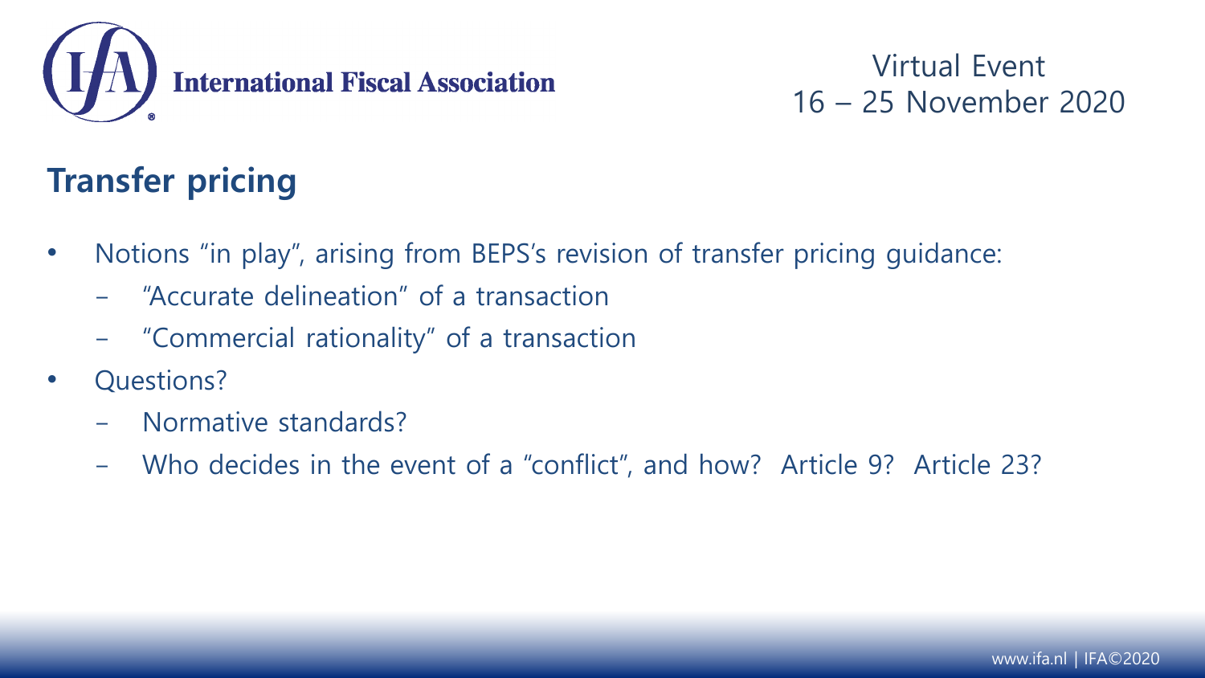## Transfer pricing

- Notions "in play", arising from BEPS's revision of transfer pricing guidance:
  - "Accurate delineation" of a transaction
  - "Commercial rationality" of a transaction
- Questions?
  - Normative standards?
  - Who decides in the event of a "conflict", and how? Article 9? Article 23?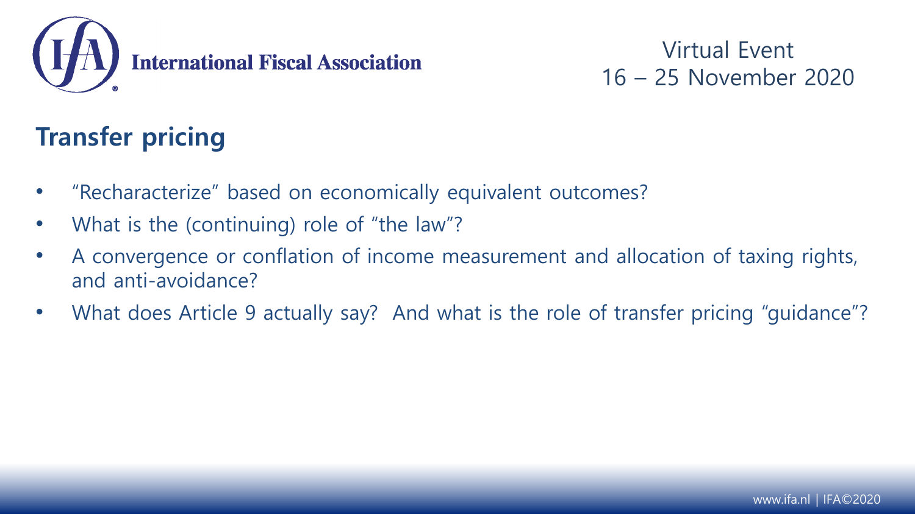## Transfer pricing

- "Recharacterize" based on economically equivalent outcomes?
- What is the (continuing) role of "the law"?
- A convergence or conflation of income measurement and allocation of taxing rights, and anti-avoidance?
- What does Article 9 actually say? And what is the role of transfer pricing "guidance"?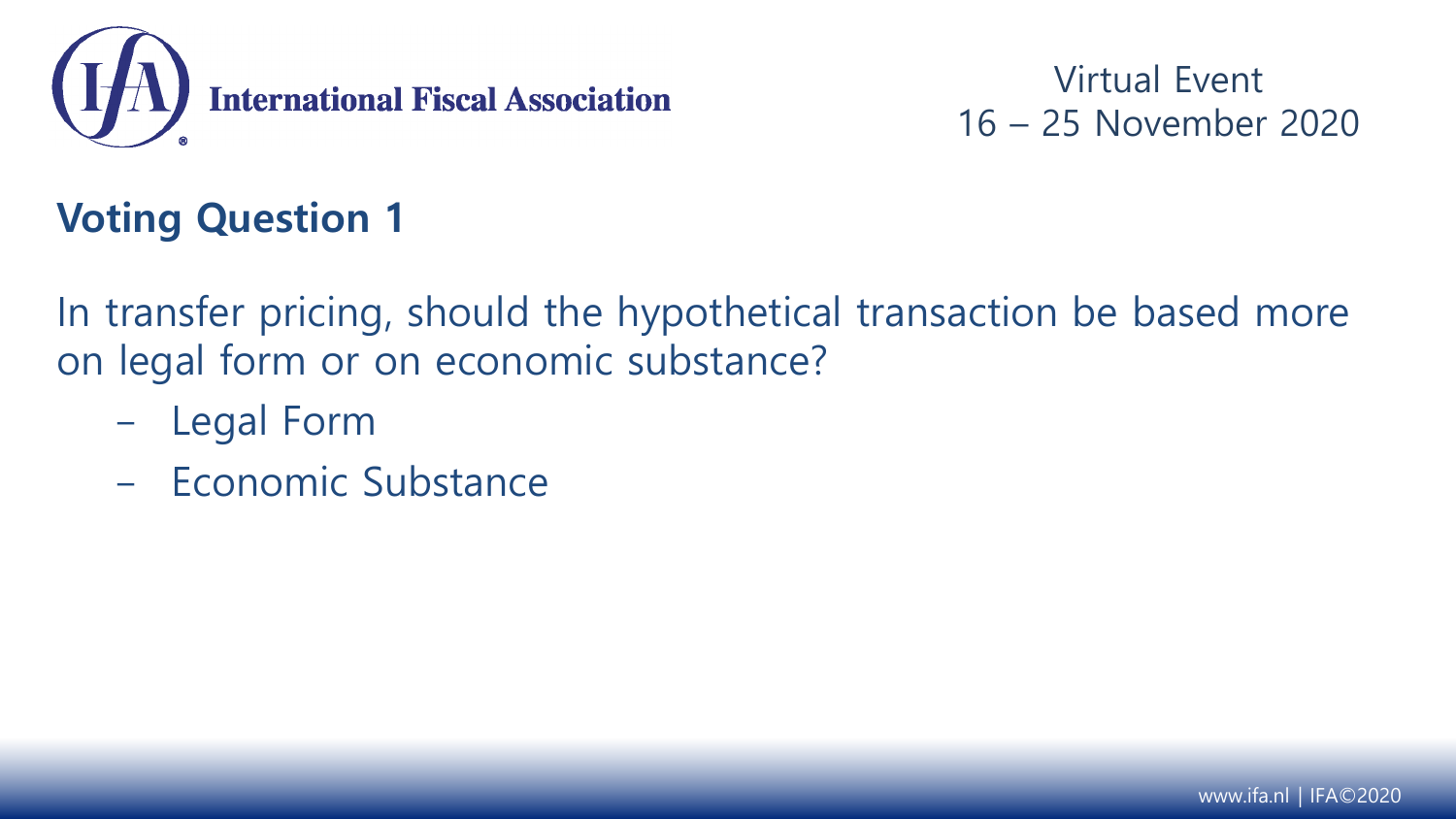## Voting Question 1

In transfer pricing, should the hypothetical transaction be based more on legal form or on economic substance?

- Legal Form
- Economic Substance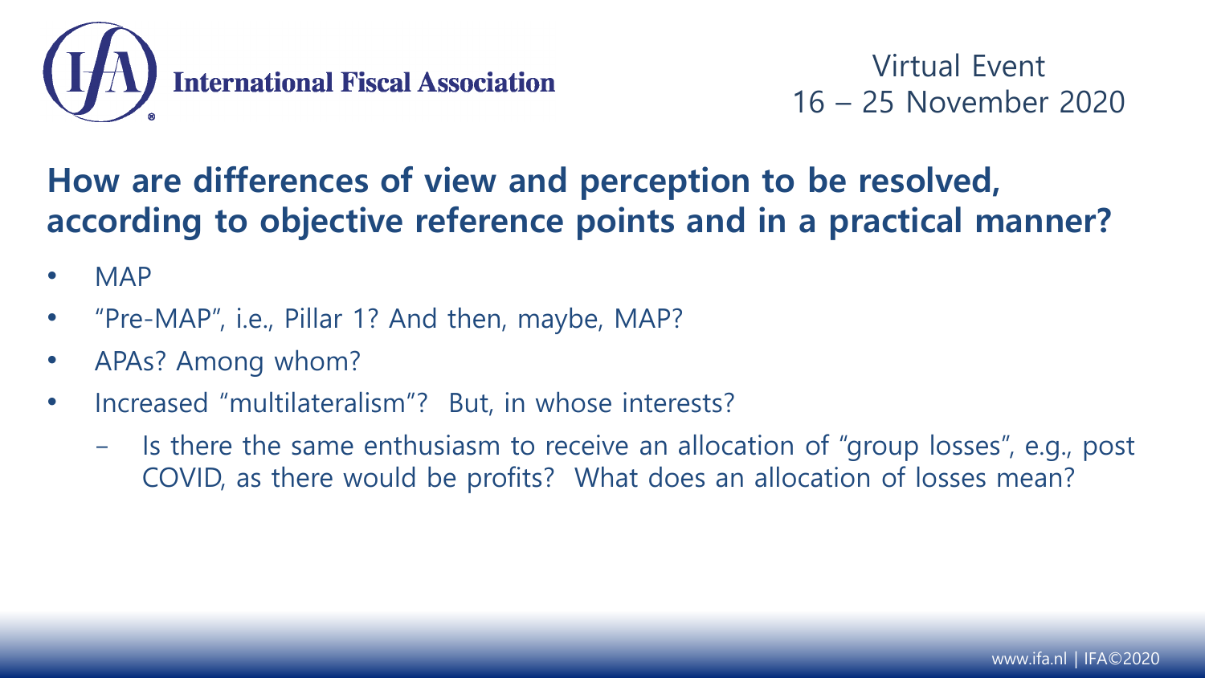## How are differences of view and perception to be resolved, according to objective reference points and in a practical manner?

- MAP
- "Pre-MAP", i.e., Pillar 1? And then, maybe, MAP?
- APAs? Among whom?
- Increased "multilateralism"? But, in whose interests?
  - Is there the same enthusiasm to receive an allocation of "group losses", e.g., post COVID, as there would be profits? What does an allocation of losses mean?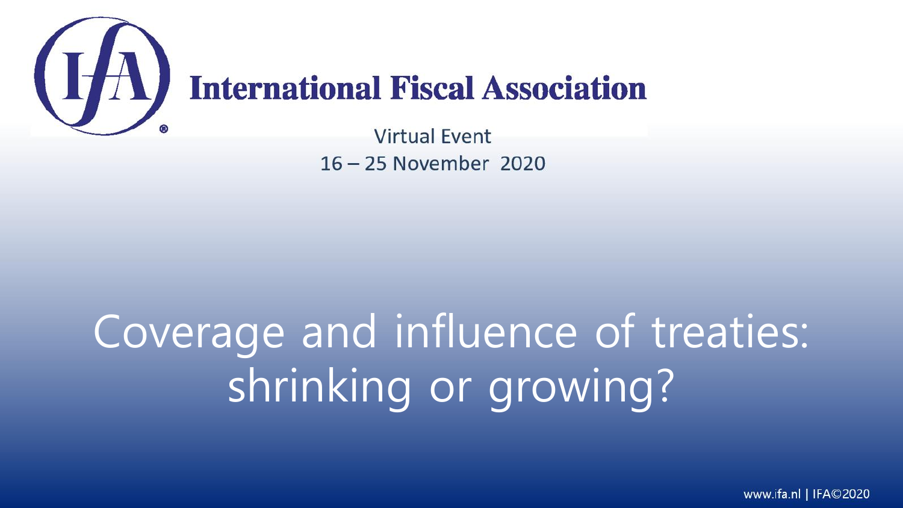# International Fiscal Association

Virtual Event

16 – 25 November 2020

# Coverage and influence of treaties: shrinking or growing?

www.ifa.nl | IFA©2020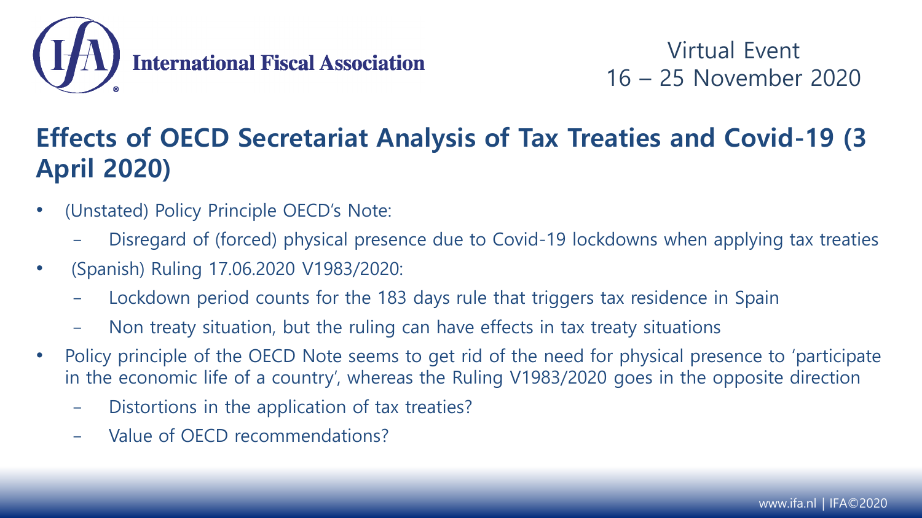## Effects of OECD Secretariat Analysis of Tax Treaties and Covid-19 (3 April 2020)

- (Unstated) Policy Principle OECD's Note:
  - Disregard of (forced) physical presence due to Covid-19 lockdowns when applying tax treaties
- (Spanish) Ruling 17.06.2020 V1983/2020:
  - Lockdown period counts for the 183 days rule that triggers tax residence in Spain
  - Non treaty situation, but the ruling can have effects in tax treaty situations
- Policy principle of the OECD Note seems to get rid of the need for physical presence to 'participate in the economic life of a country', whereas the Ruling V1983/2020 goes in the opposite direction
  - Distortions in the application of tax treaties?
  - Value of OECD recommendations?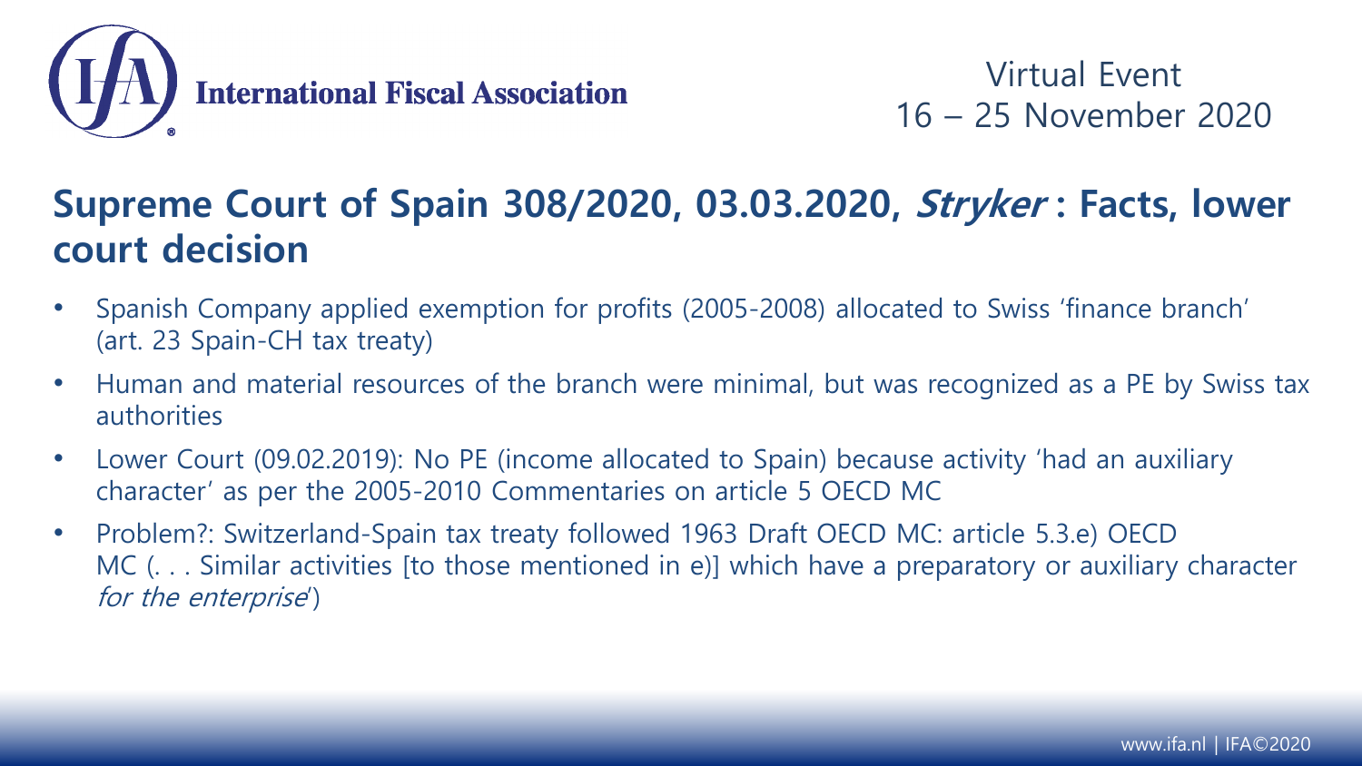## Supreme Court of Spain 308/2020, 03.03.2020, *Stryker* : Facts, lower court decision

- Spanish Company applied exemption for profits (2005-2008) allocated to Swiss 'finance branch' (art. 23 Spain-CH tax treaty)
- Human and material resources of the branch were minimal, but was recognized as a PE by Swiss tax authorities
- Lower Court (09.02.2019): No PE (income allocated to Spain) because activity 'had an auxiliary character' as per the 2005-2010 Commentaries on article 5 OECD MC
- Problem?: Switzerland-Spain tax treaty followed 1963 Draft OECD MC: article 5.3.e) OECD MC (. . . Similar activities [to those mentioned in e)] which have a preparatory or auxiliary character *for the enterprise*')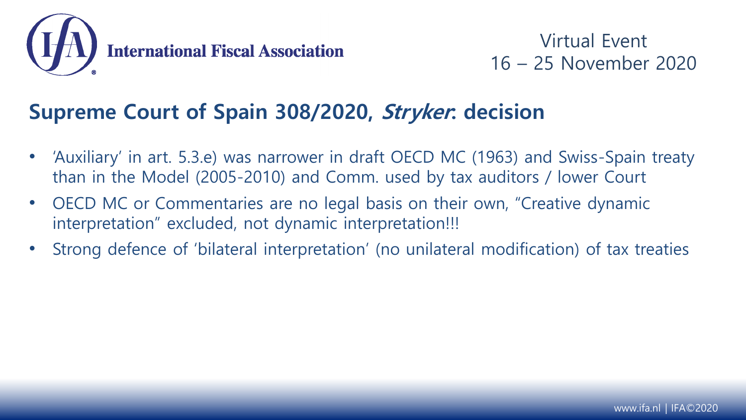## Supreme Court of Spain 308/2020, *Stryker*: decision

- 'Auxiliary' in art. 5.3.e) was narrower in draft OECD MC (1963) and Swiss-Spain treaty than in the Model (2005-2010) and Comm. used by tax auditors / lower Court
- OECD MC or Commentaries are no legal basis on their own, "Creative dynamic interpretation" excluded, not dynamic interpretation!!!
- Strong defence of 'bilateral interpretation' (no unilateral modification) of tax treaties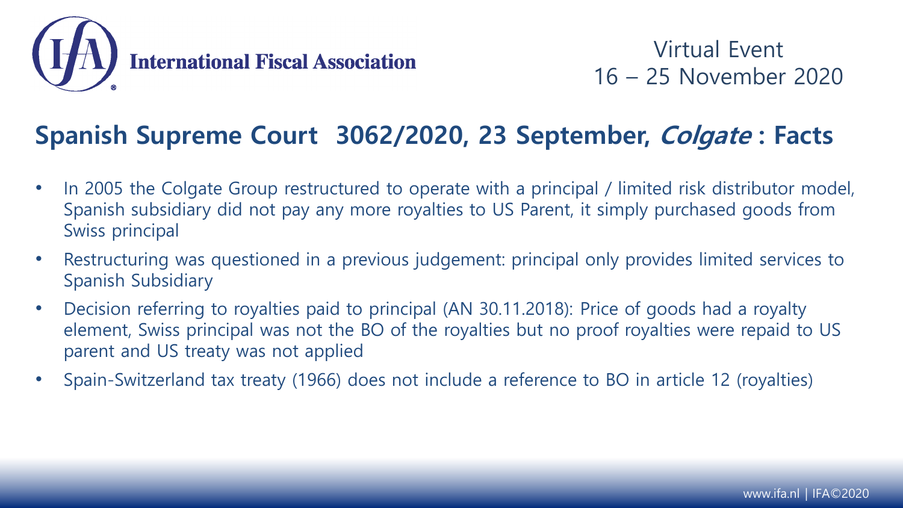## Spanish Supreme Court 3062/2020, 23 September, *Colgate* : Facts

- In 2005 the Colgate Group restructured to operate with a principal / limited risk distributor model, Spanish subsidiary did not pay any more royalties to US Parent, it simply purchased goods from Swiss principal
- Restructuring was questioned in a previous judgement: principal only provides limited services to Spanish Subsidiary
- Decision referring to royalties paid to principal (AN 30.11.2018): Price of goods had a royalty element, Swiss principal was not the BO of the royalties but no proof royalties were repaid to US parent and US treaty was not applied
- Spain-Switzerland tax treaty (1966) does not include a reference to BO in article 12 (royalties)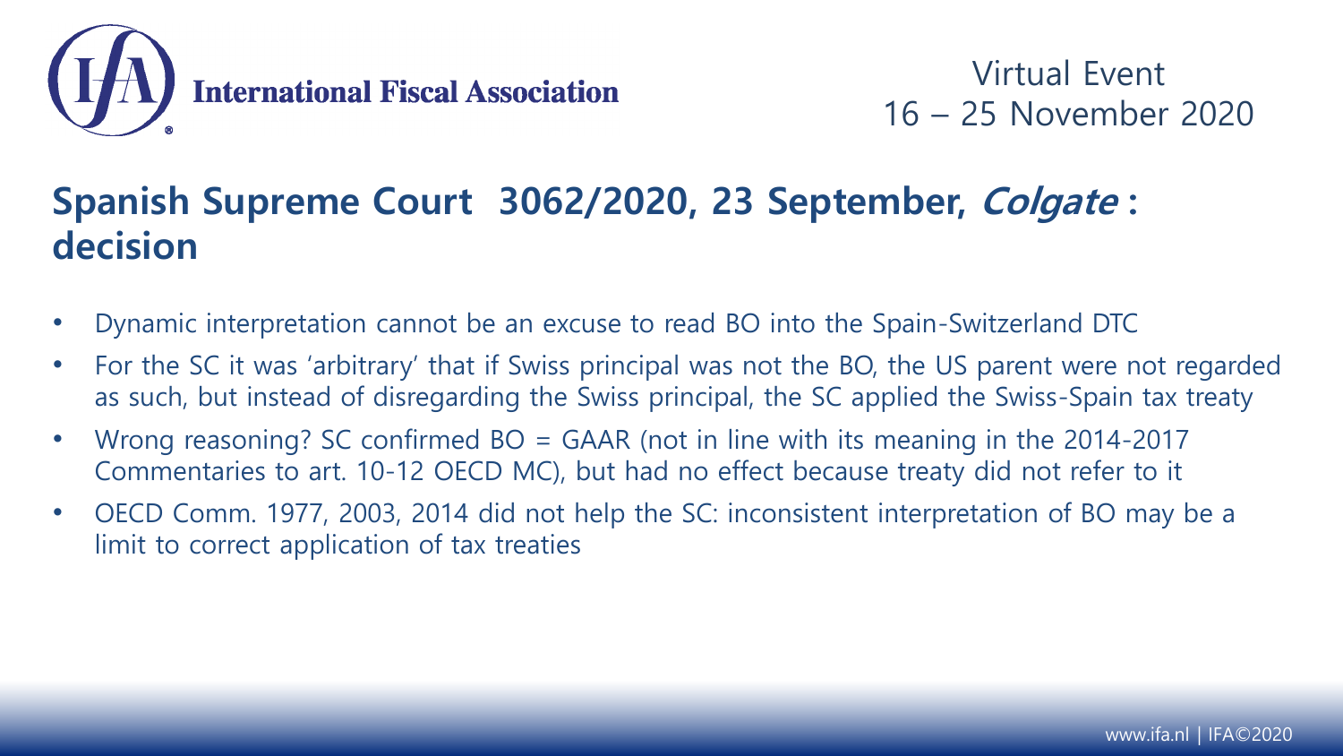## Spanish Supreme Court 3062/2020, 23 September, *Colgate* : decision

- Dynamic interpretation cannot be an excuse to read BO into the Spain-Switzerland DTC
- For the SC it was 'arbitrary' that if Swiss principal was not the BO, the US parent were not regarded as such, but instead of disregarding the Swiss principal, the SC applied the Swiss-Spain tax treaty
- Wrong reasoning? SC confirmed BO = GAAR (not in line with its meaning in the 2014-2017 Commentaries to art. 10-12 OECD MC), but had no effect because treaty did not refer to it
- OECD Comm. 1977, 2003, 2014 did not help the SC: inconsistent interpretation of BO may be a limit to correct application of tax treaties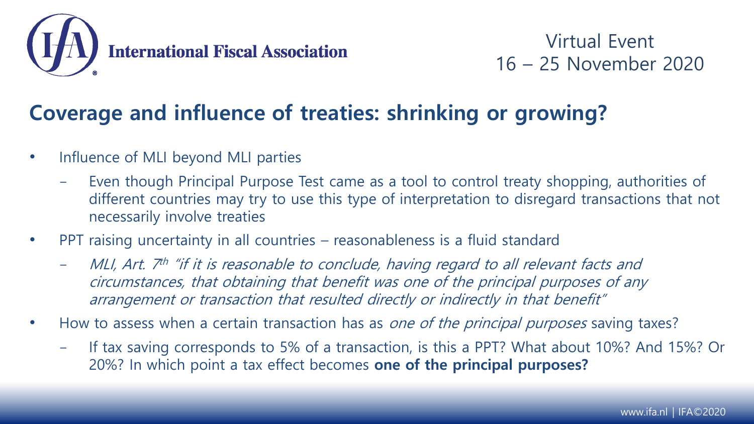## Coverage and influence of treaties: shrinking or growing?

- Influence of MLI beyond MLI parties
  - Even though Principal Purpose Test came as a tool to control treaty shopping, authorities of different countries may try to use this type of interpretation to disregard transactions that not necessarily involve treaties
- PPT raising uncertainty in all countries – reasonableness is a fluid standard
  - *MLI, Art. 7th "if it is reasonable to conclude, having regard to all relevant facts and circumstances, that obtaining that benefit was one of the principal purposes of any arrangement or transaction that resulted directly or indirectly in that benefit"*
- How to assess when a certain transaction has as *one of the principal purposes* saving taxes?
  - If tax saving corresponds to 5% of a transaction, is this a PPT? What about 10%? And 15%? Or 20%? In which point a tax effect becomes **one of the principal purposes?**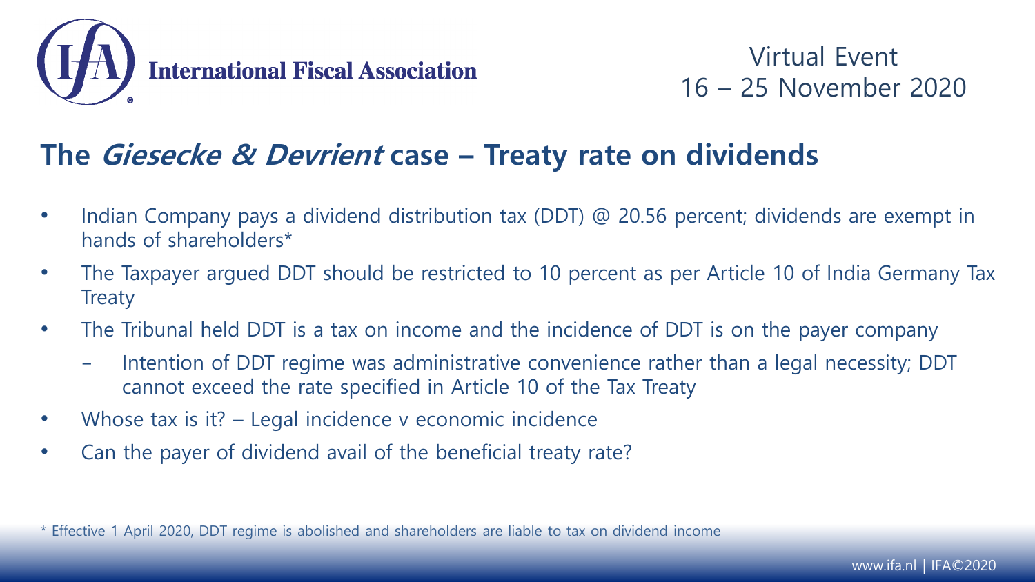## The *Giesecke & Devrient* case – Treaty rate on dividends

- Indian Company pays a dividend distribution tax (DDT) @ 20.56 percent; dividends are exempt in hands of shareholders*
- The Taxpayer argued DDT should be restricted to 10 percent as per Article 10 of India Germany Tax Treaty
- The Tribunal held DDT is a tax on income and the incidence of DDT is on the payer company
  - Intention of DDT regime was administrative convenience rather than a legal necessity; DDT cannot exceed the rate specified in Article 10 of the Tax Treaty
- Whose tax is it? – Legal incidence v economic incidence
- Can the payer of dividend avail of the beneficial treaty rate?

* Effective 1 April 2020, DDT regime is abolished and shareholders are liable to tax on dividend income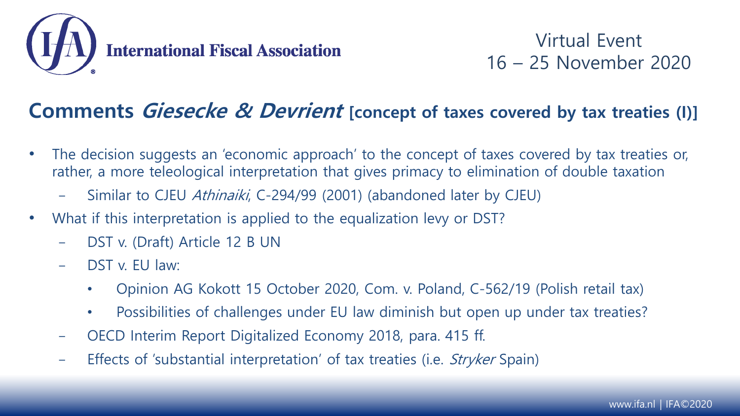## Comments *Giesecke & Devrient* [concept of taxes covered by tax treaties (I)]

- The decision suggests an 'economic approach' to the concept of taxes covered by tax treaties or, rather, a more teleological interpretation that gives primacy to elimination of double taxation
  - Similar to CJEU *Athinaiki*, C-294/99 (2001) (abandoned later by CJEU)
- What if this interpretation is applied to the equalization levy or DST?
  - DST v. (Draft) Article 12 B UN
  - DST v. EU law:
    - Opinion AG Kokott 15 October 2020, Com. v. Poland, C-562/19 (Polish retail tax)
    - Possibilities of challenges under EU law diminish but open up under tax treaties?
  - OECD Interim Report Digitalized Economy 2018, para. 415 ff.
  - Effects of 'substantial interpretation' of tax treaties (i.e. *Stryker* Spain)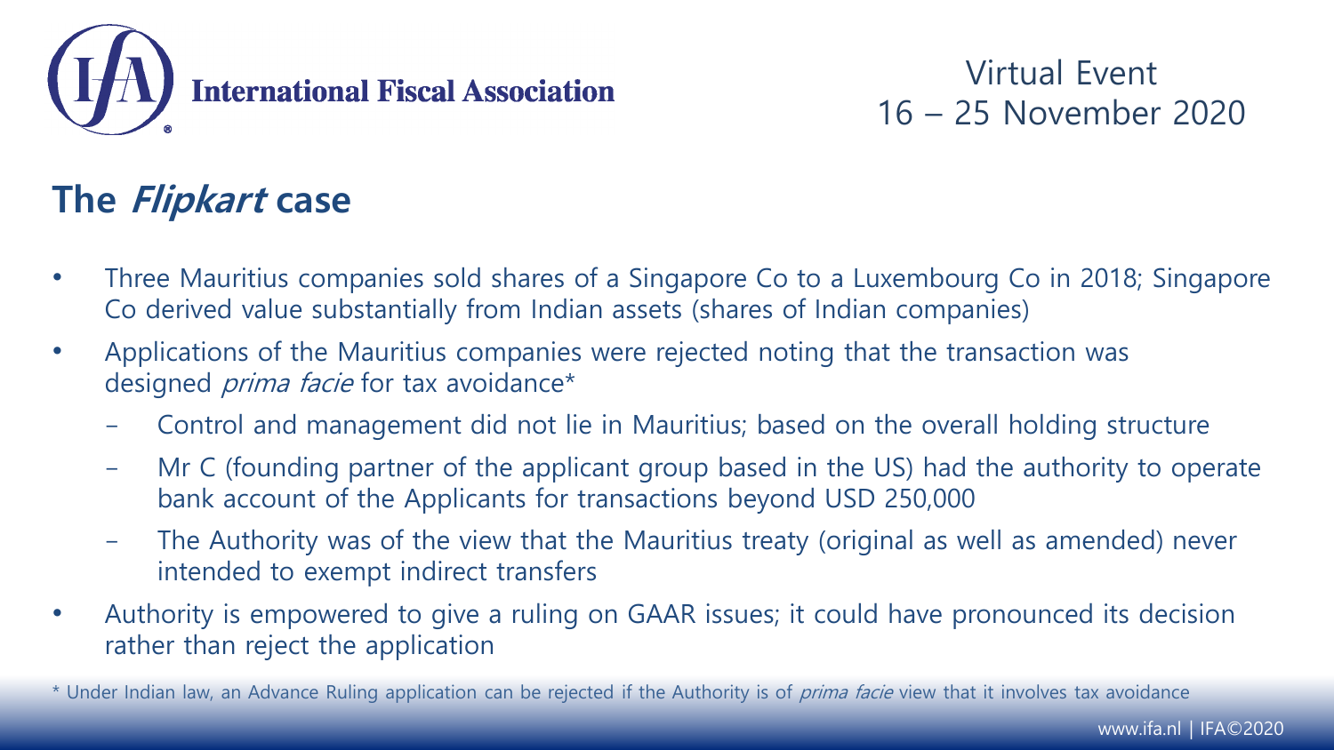## The *Flipkart* case

- Three Mauritius companies sold shares of a Singapore Co to a Luxembourg Co in 2018; Singapore Co derived value substantially from Indian assets (shares of Indian companies)
- Applications of the Mauritius companies were rejected noting that the transaction was designed *prima facie* for tax avoidance*
  - Control and management did not lie in Mauritius; based on the overall holding structure
  - Mr C (founding partner of the applicant group based in the US) had the authority to operate bank account of the Applicants for transactions beyond USD 250,000
  - The Authority was of the view that the Mauritius treaty (original as well as amended) never intended to exempt indirect transfers
- Authority is empowered to give a ruling on GAAR issues; it could have pronounced its decision rather than reject the application

* Under Indian law, an Advance Ruling application can be rejected if the Authority is of *prima facie* view that it involves tax avoidance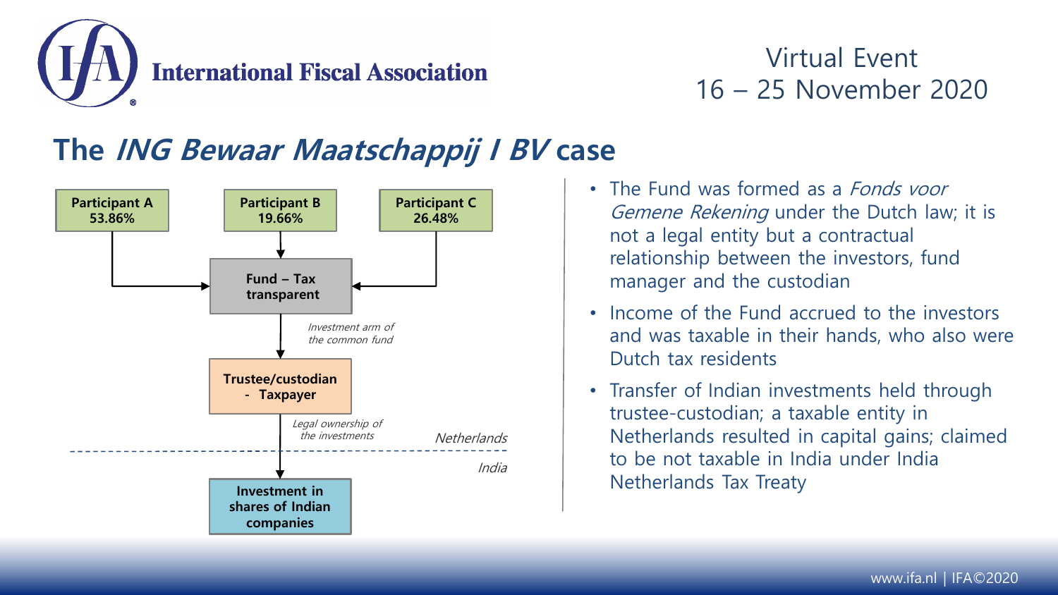## The *ING Bewaar Maatschappij I BV* case

**Participant A**
**53.86%**

**Participant B**
**19.66%**

**Participant C**
**26.48%**

**Fund – Tax transparent**

*Investment arm of the common fund*

**Trustee/custodian - Taxpayer**

*Legal ownership of the investments*

*Netherlands*

*India*

**Investment in shares of Indian companies**

- The Fund was formed as a *Fonds voor Gemene Rekening* under the Dutch law; it is not a legal entity but a contractual relationship between the investors, fund manager and the custodian
- Income of the Fund accrued to the investors and was taxable in their hands, who also were Dutch tax residents
- Transfer of Indian investments held through trustee-custodian; a taxable entity in Netherlands resulted in capital gains; claimed to be not taxable in India under India Netherlands Tax Treaty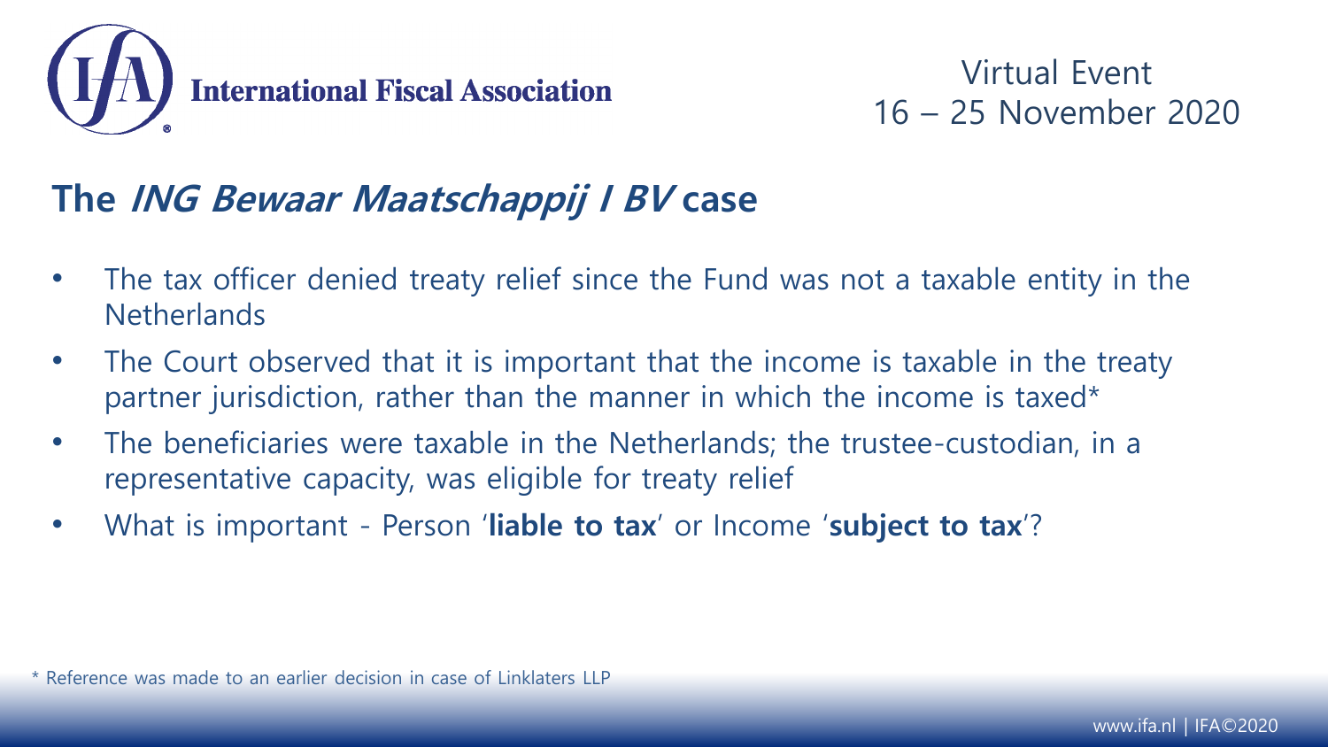## The *ING Bewaar Maatschappij I BV* case

- The tax officer denied treaty relief since the Fund was not a taxable entity in the Netherlands
- The Court observed that it is important that the income is taxable in the treaty partner jurisdiction, rather than the manner in which the income is taxed*
- The beneficiaries were taxable in the Netherlands; the trustee-custodian, in a representative capacity, was eligible for treaty relief
- What is important - Person '**liable to tax**' or Income '**subject to tax**'?

* Reference was made to an earlier decision in case of Linklaters LLP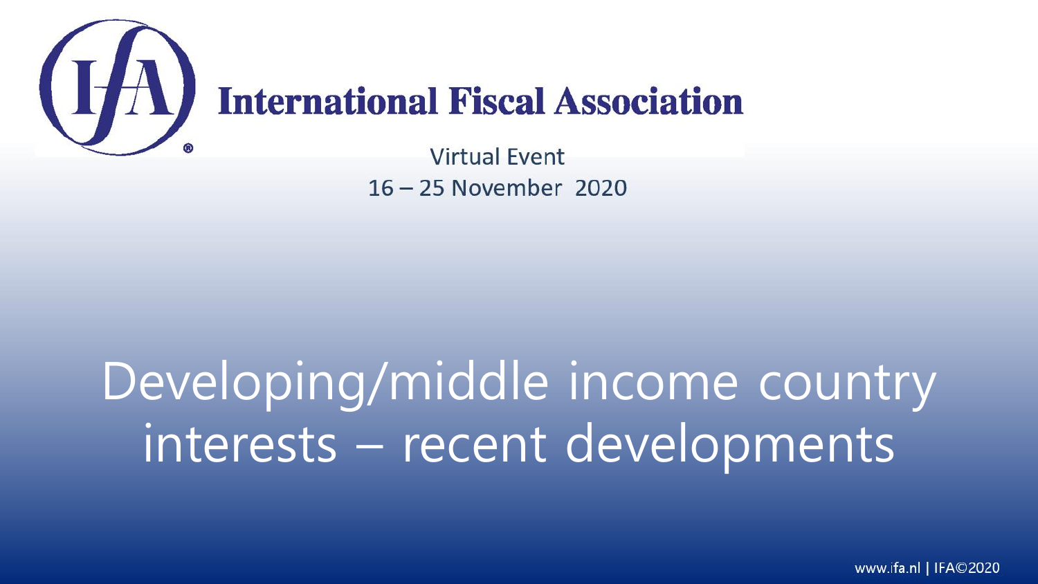International Fiscal Association

Virtual Event
16 – 25 November 2020

# Developing/middle income country interests – recent developments

www.ifa.nl | IFA©2020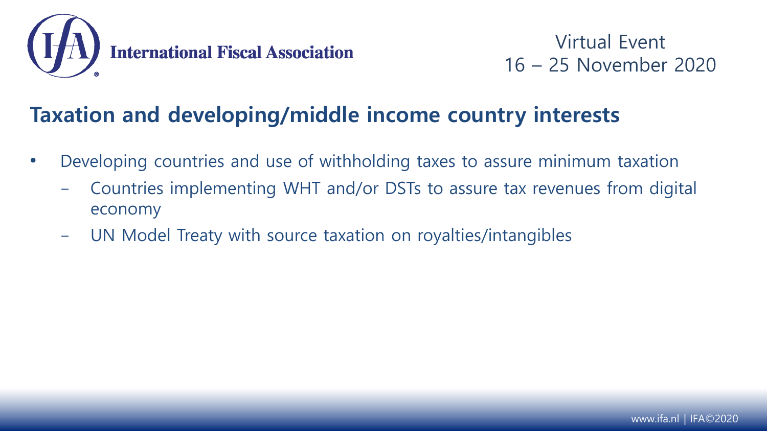## Taxation and developing/middle income country interests

- Developing countries and use of withholding taxes to assure minimum taxation
  - Countries implementing WHT and/or DSTs to assure tax revenues from digital economy
  - UN Model Treaty with source taxation on royalties/intangibles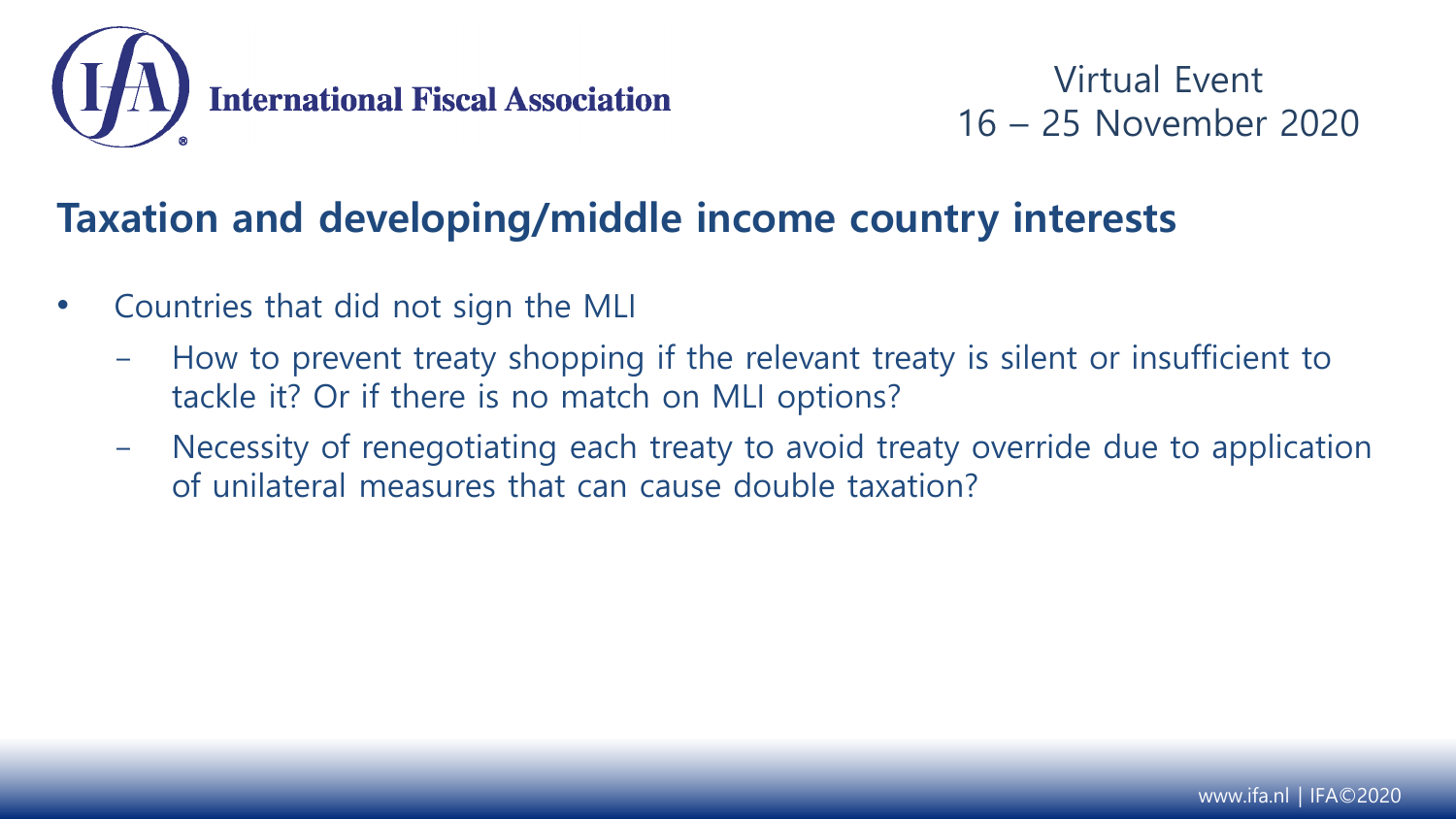## Taxation and developing/middle income country interests

- Countries that did not sign the MLI
  - How to prevent treaty shopping if the relevant treaty is silent or insufficient to tackle it? Or if there is no match on MLI options?
  - Necessity of renegotiating each treaty to avoid treaty override due to application of unilateral measures that can cause double taxation?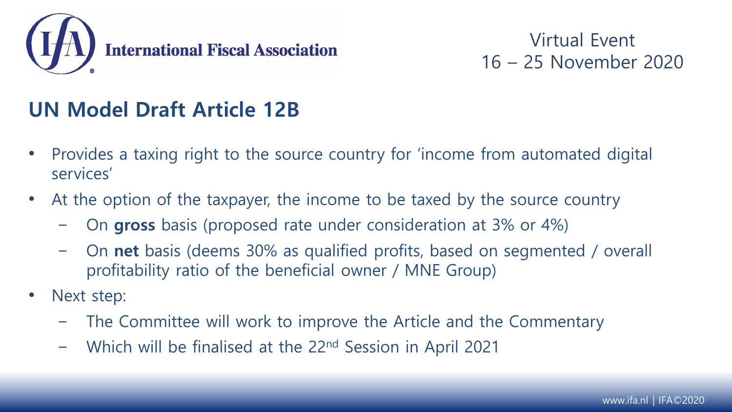## UN Model Draft Article 12B

- Provides a taxing right to the source country for 'income from automated digital services'
- At the option of the taxpayer, the income to be taxed by the source country
  - On **gross** basis (proposed rate under consideration at 3% or 4%)
  - On **net** basis (deems 30% as qualified profits, based on segmented / overall profitability ratio of the beneficial owner / MNE Group)
- Next step:
  - The Committee will work to improve the Article and the Commentary
  - Which will be finalised at the 22nd Session in April 2021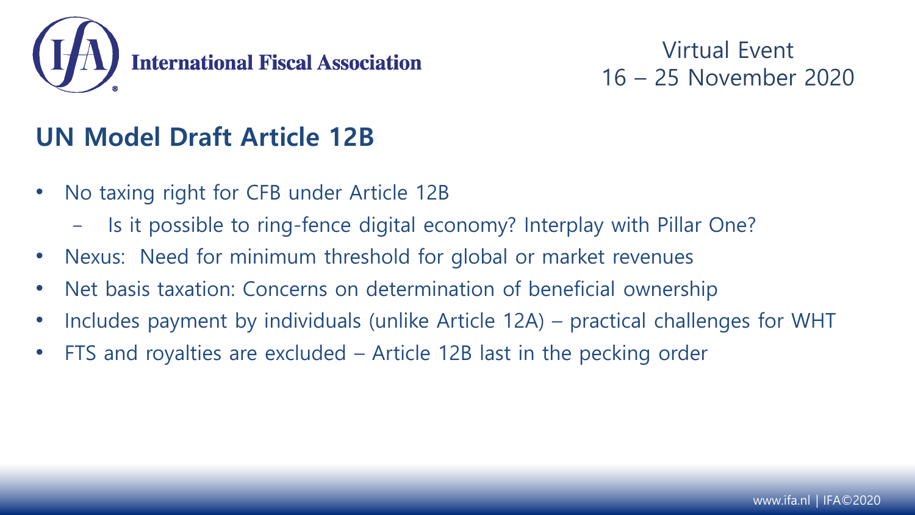## UN Model Draft Article 12B

- No taxing right for CFB under Article 12B
  - Is it possible to ring-fence digital economy? Interplay with Pillar One?
- Nexus: Need for minimum threshold for global or market revenues
- Net basis taxation: Concerns on determination of beneficial ownership
- Includes payment by individuals (unlike Article 12A) – practical challenges for WHT
- FTS and royalties are excluded – Article 12B last in the pecking order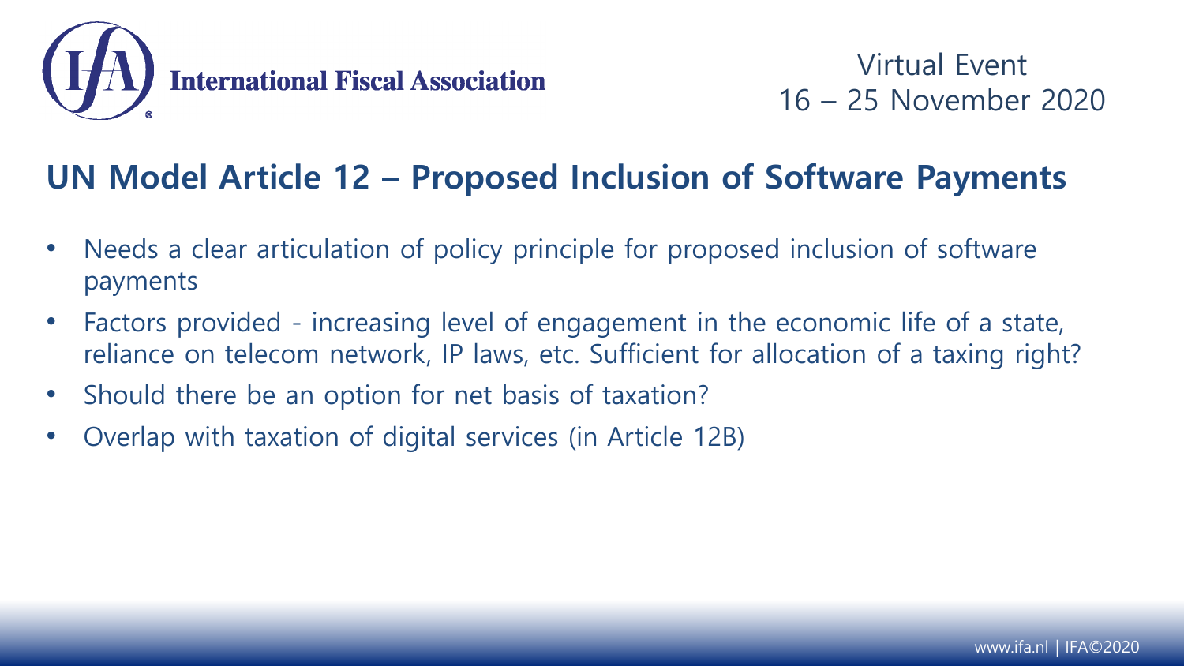## UN Model Article 12 – Proposed Inclusion of Software Payments

- Needs a clear articulation of policy principle for proposed inclusion of software payments
- Factors provided - increasing level of engagement in the economic life of a state, reliance on telecom network, IP laws, etc. Sufficient for allocation of a taxing right?
- Should there be an option for net basis of taxation?
- Overlap with taxation of digital services (in Article 12B)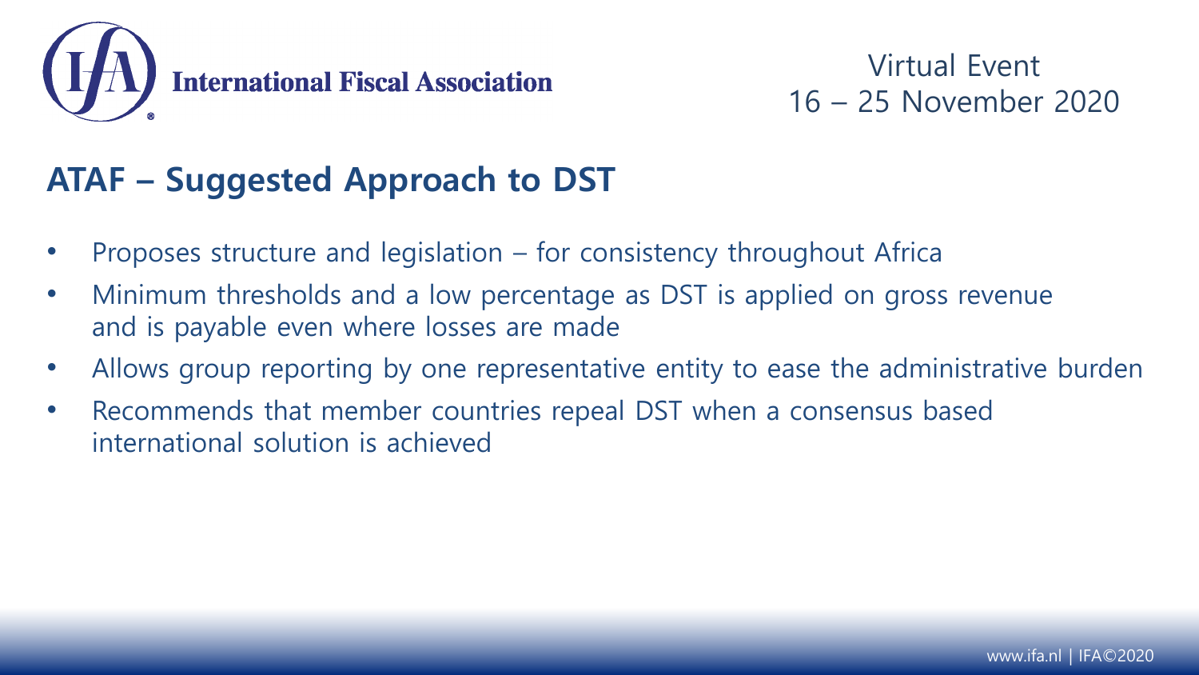## ATAF – Suggested Approach to DST

- Proposes structure and legislation – for consistency throughout Africa
- Minimum thresholds and a low percentage as DST is applied on gross revenue and is payable even where losses are made
- Allows group reporting by one representative entity to ease the administrative burden
- Recommends that member countries repeal DST when a consensus based international solution is achieved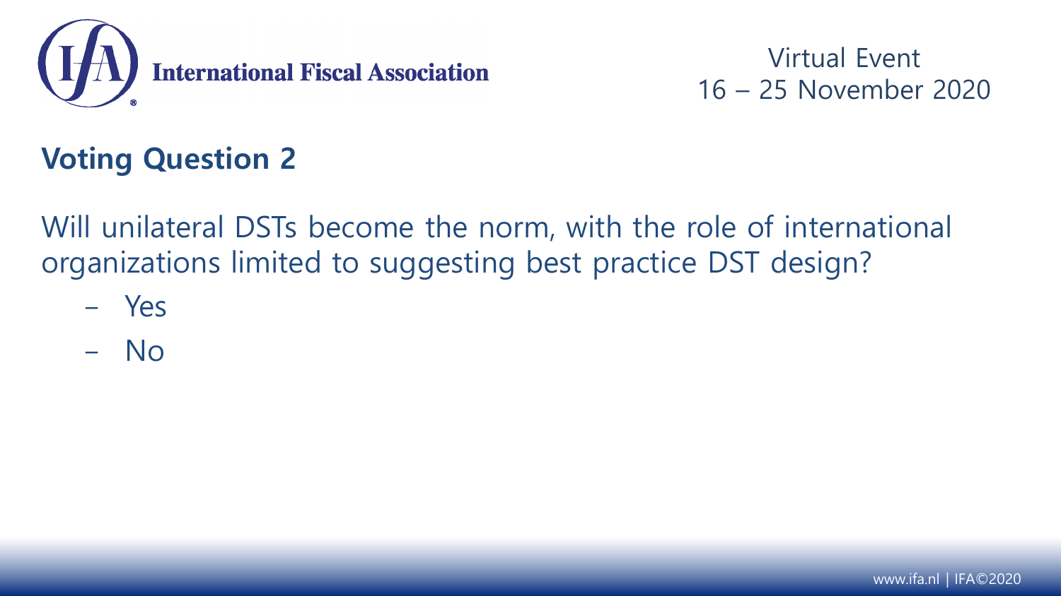## Voting Question 2

Will unilateral DSTs become the norm, with the role of international organizations limited to suggesting best practice DST design?

- Yes
- No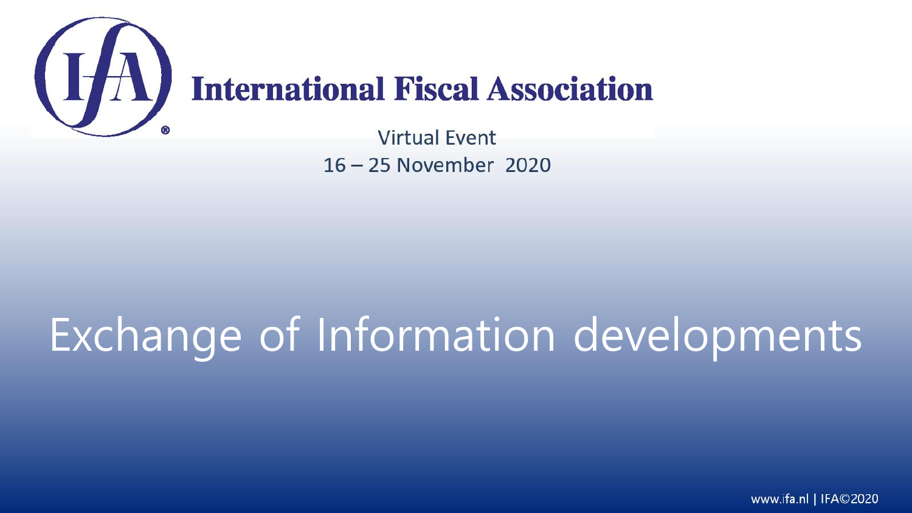International Fiscal Association

Virtual Event

16 – 25 November 2020

# Exchange of Information developments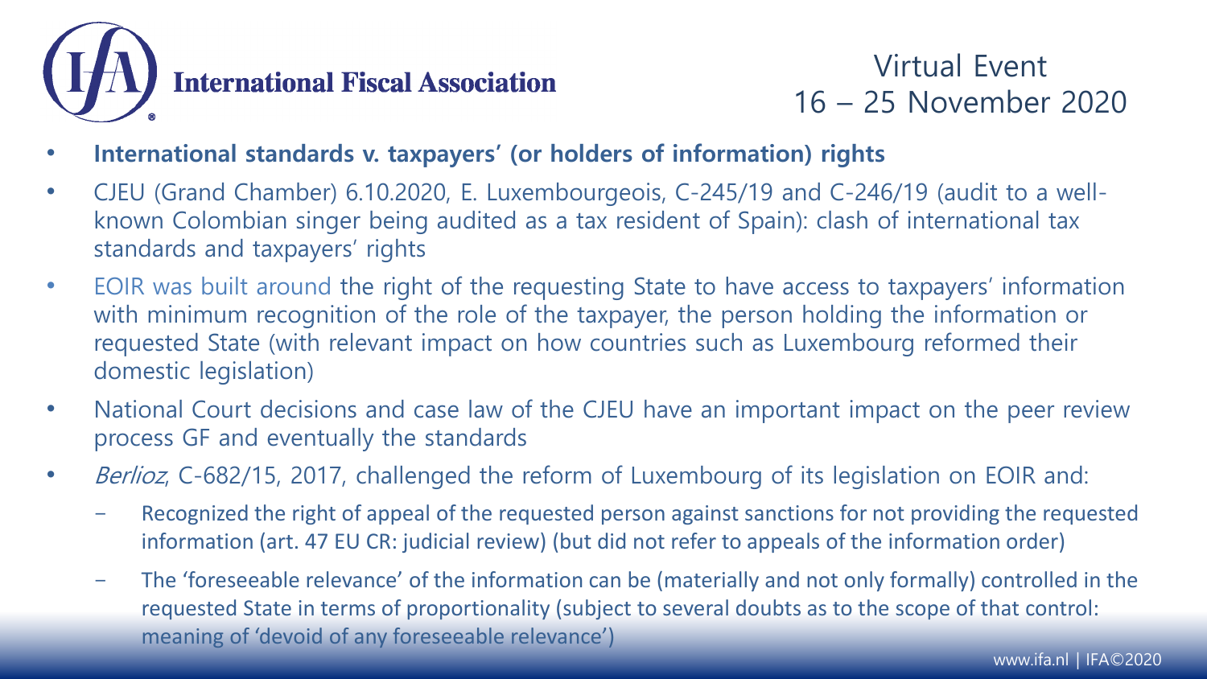- **International standards v. taxpayers' (or holders of information) rights**
- CJEU (Grand Chamber) 6.10.2020, E. Luxembourgeois, C-245/19 and C-246/19 (audit to a well-known Colombian singer being audited as a tax resident of Spain): clash of international tax standards and taxpayers' rights
- EOIR was built around the right of the requesting State to have access to taxpayers' information with minimum recognition of the role of the taxpayer, the person holding the information or requested State (with relevant impact on how countries such as Luxembourg reformed their domestic legislation)
- National Court decisions and case law of the CJEU have an important impact on the peer review process GF and eventually the standards
- *Berlioz*, C-682/15, 2017, challenged the reform of Luxembourg of its legislation on EOIR and:
  - Recognized the right of appeal of the requested person against sanctions for not providing the requested information (art. 47 EU CR: judicial review) (but did not refer to appeals of the information order)
  - The 'foreseeable relevance' of the information can be (materially and not only formally) controlled in the requested State in terms of proportionality (subject to several doubts as to the scope of that control: meaning of 'devoid of any foreseeable relevance')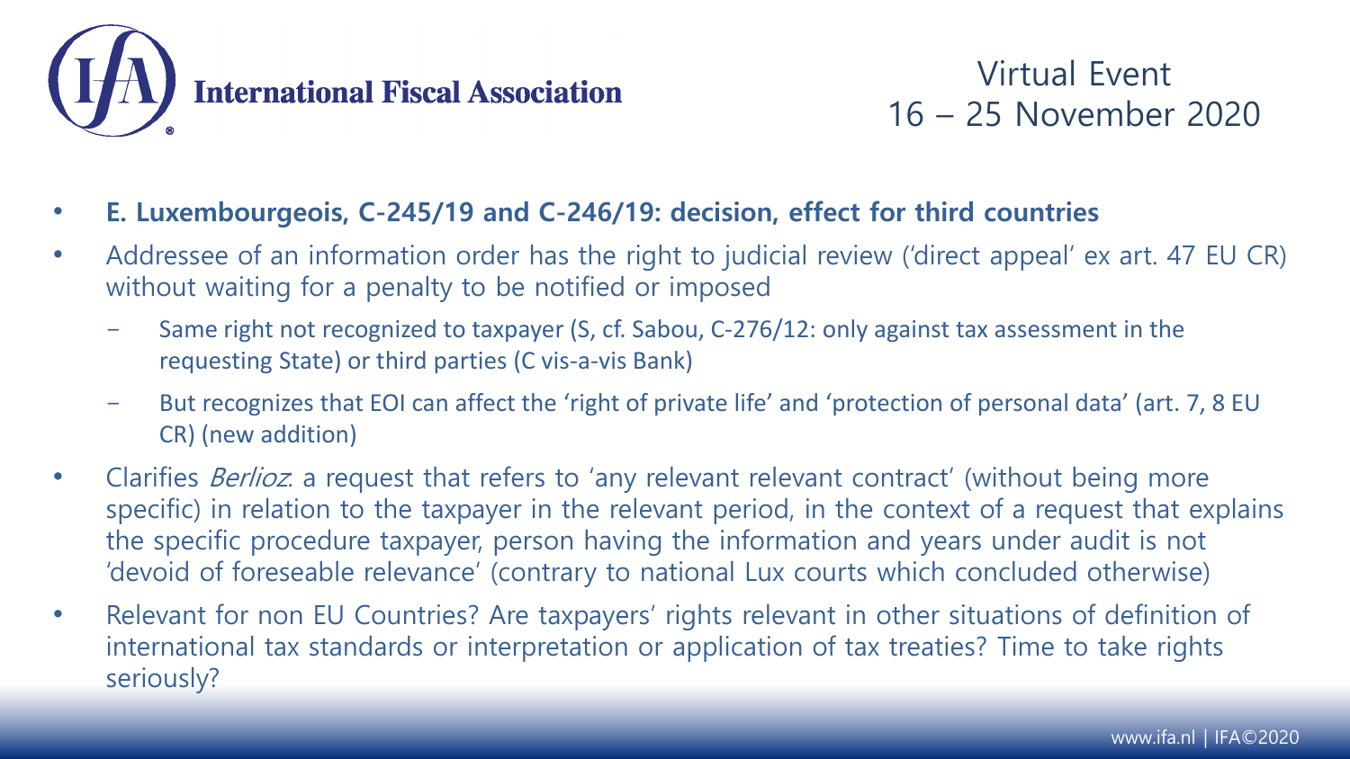- **E. Luxembourgeois, C-245/19 and C-246/19: decision, effect for third countries**
- Addressee of an information order has the right to judicial review ('direct appeal' ex art. 47 EU CR) without waiting for a penalty to be notified or imposed
  - Same right not recognized to taxpayer (S, cf. Sabou, C-276/12: only against tax assessment in the requesting State) or third parties (C vis-a-vis Bank)
  - But recognizes that EOI can affect the 'right of private life' and 'protection of personal data' (art. 7, 8 EU CR) (new addition)
- Clarifies *Berlioz*: a request that refers to 'any relevant relevant contract' (without being more specific) in relation to the taxpayer in the relevant period, in the context of a request that explains the specific procedure taxpayer, person having the information and years under audit is not 'devoid of foreseeable relevance' (contrary to national Lux courts which concluded otherwise)
- Relevant for non EU Countries? Are taxpayers' rights relevant in other situations of definition of international tax standards or interpretation or application of tax treaties? Time to take rights seriously?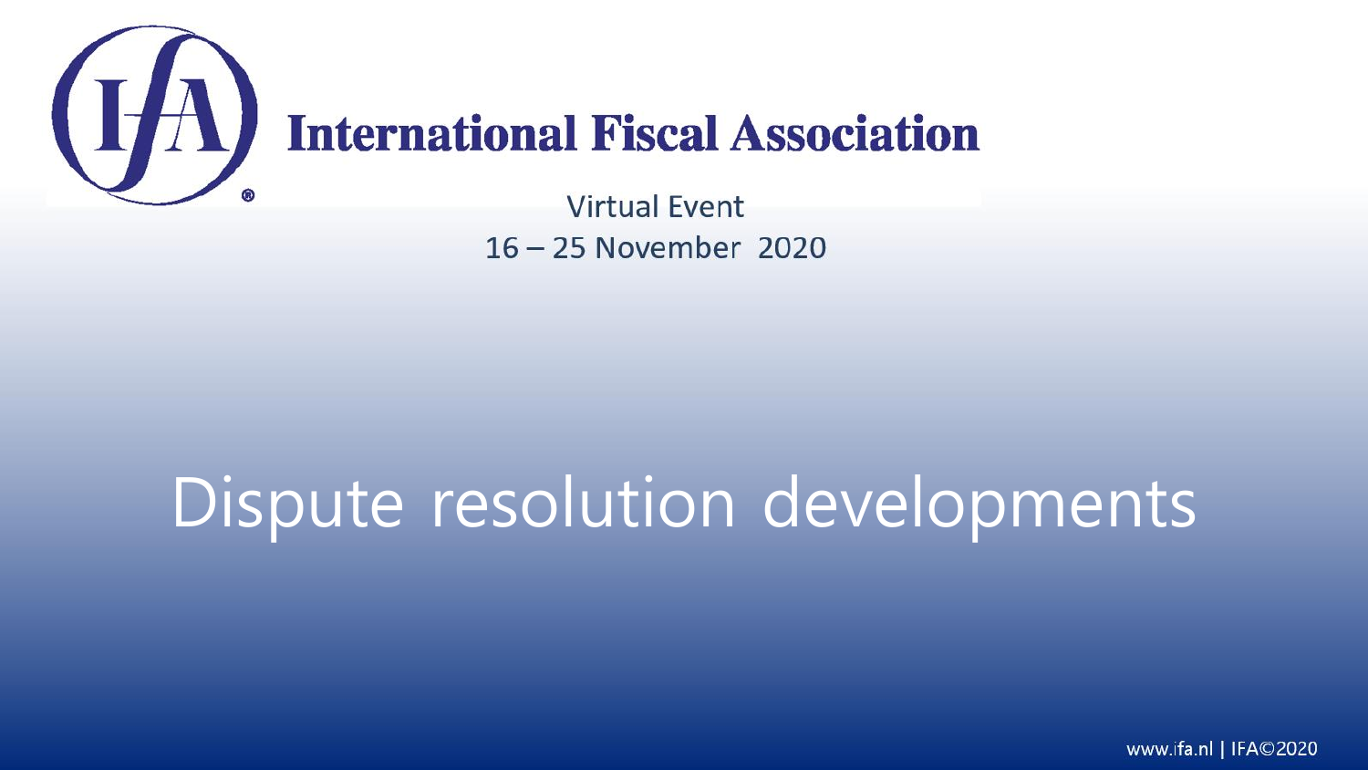**International Fiscal Association**

Virtual Event

16 – 25 November 2020

# Dispute resolution developments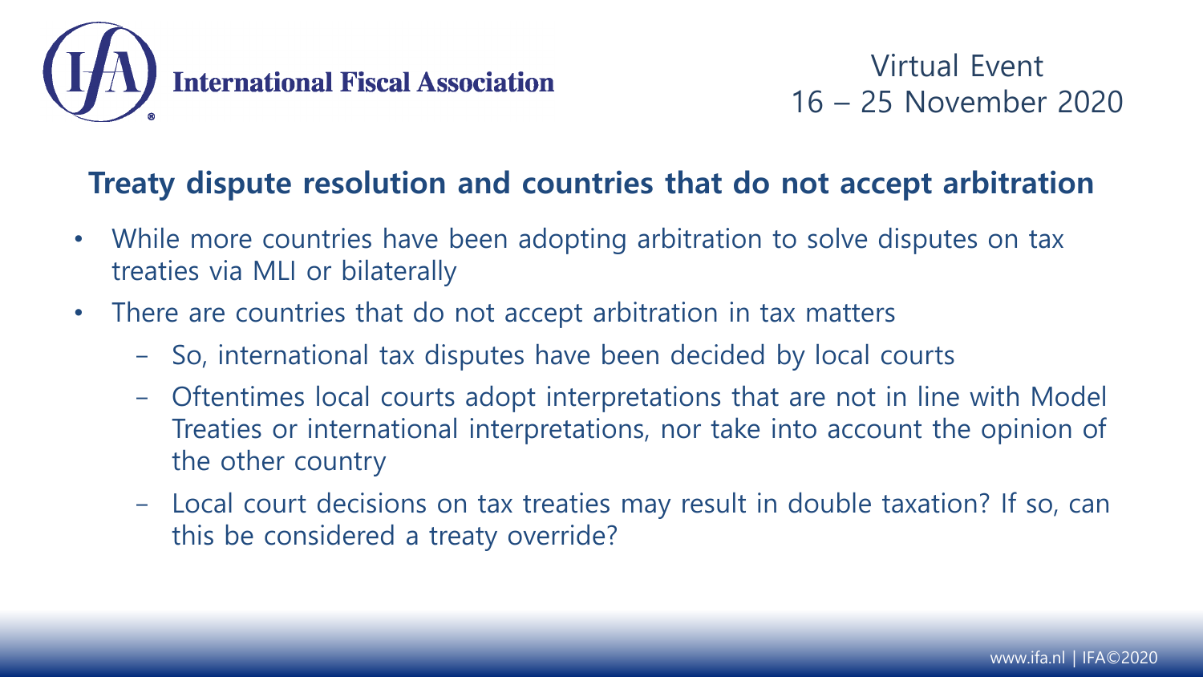## Treaty dispute resolution and countries that do not accept arbitration

- While more countries have been adopting arbitration to solve disputes on tax treaties via MLI or bilaterally
- There are countries that do not accept arbitration in tax matters
  - So, international tax disputes have been decided by local courts
  - Oftentimes local courts adopt interpretations that are not in line with Model Treaties or international interpretations, nor take into account the opinion of the other country
  - Local court decisions on tax treaties may result in double taxation? If so, can this be considered a treaty override?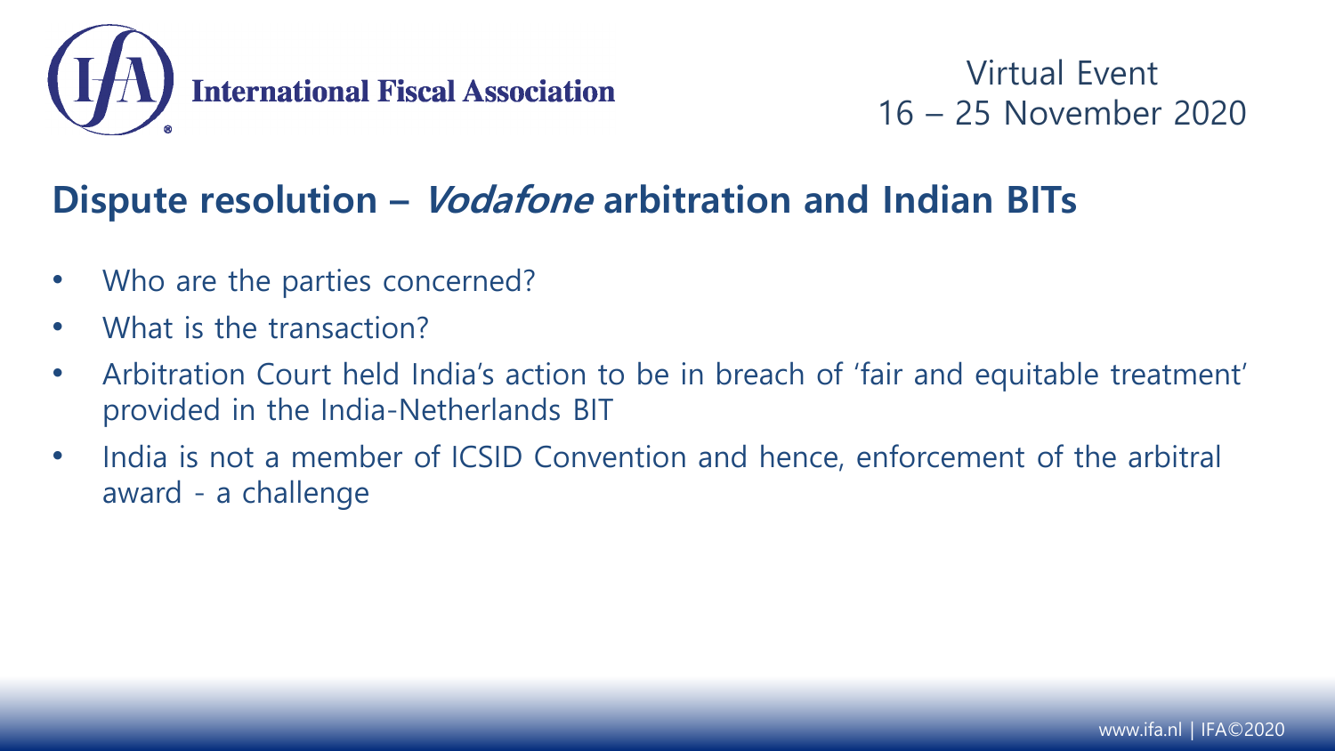## Dispute resolution – *Vodafone* arbitration and Indian BITs

- Who are the parties concerned?
- What is the transaction?
- Arbitration Court held India's action to be in breach of 'fair and equitable treatment' provided in the India-Netherlands BIT
- India is not a member of ICSID Convention and hence, enforcement of the arbitral award - a challenge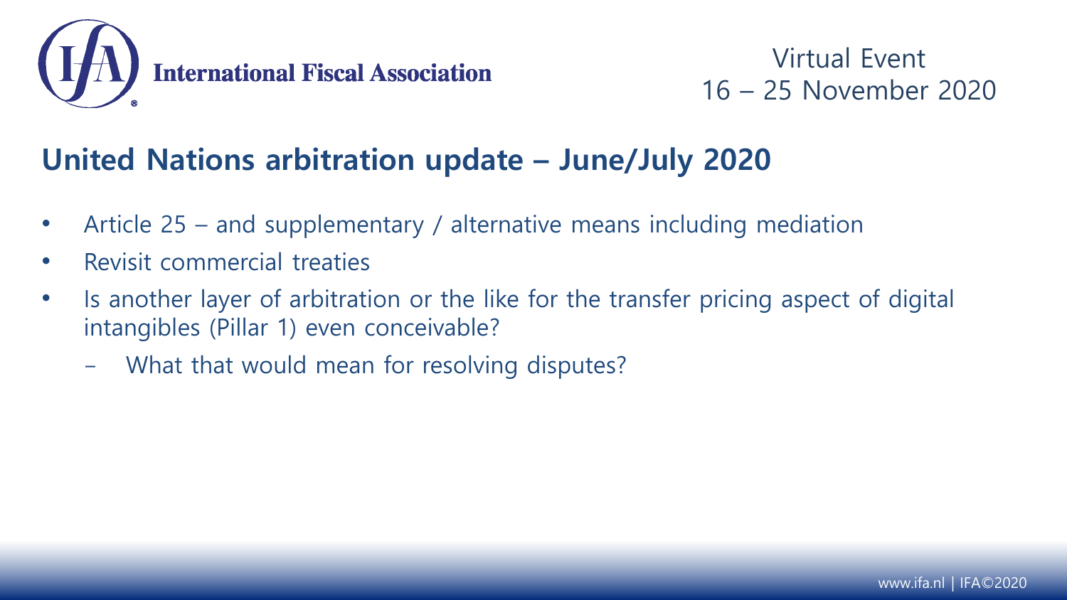## United Nations arbitration update – June/July 2020

- Article 25 – and supplementary / alternative means including mediation
- Revisit commercial treaties
- Is another layer of arbitration or the like for the transfer pricing aspect of digital intangibles (Pillar 1) even conceivable?
  - What that would mean for resolving disputes?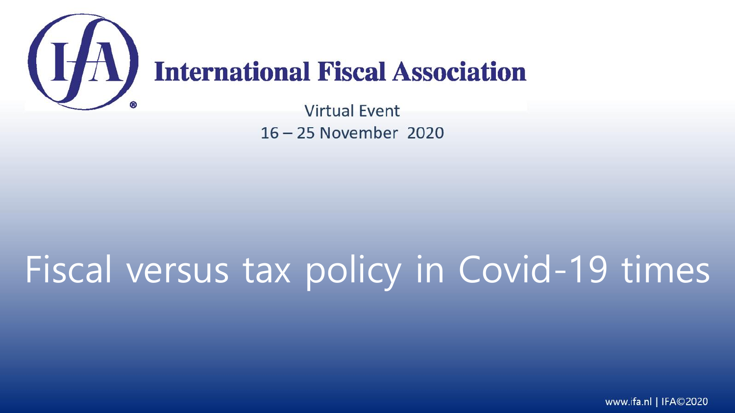# International Fiscal Association

Virtual Event

16 – 25 November 2020

# Fiscal versus tax policy in Covid-19 times

www.ifa.nl | IFA©2020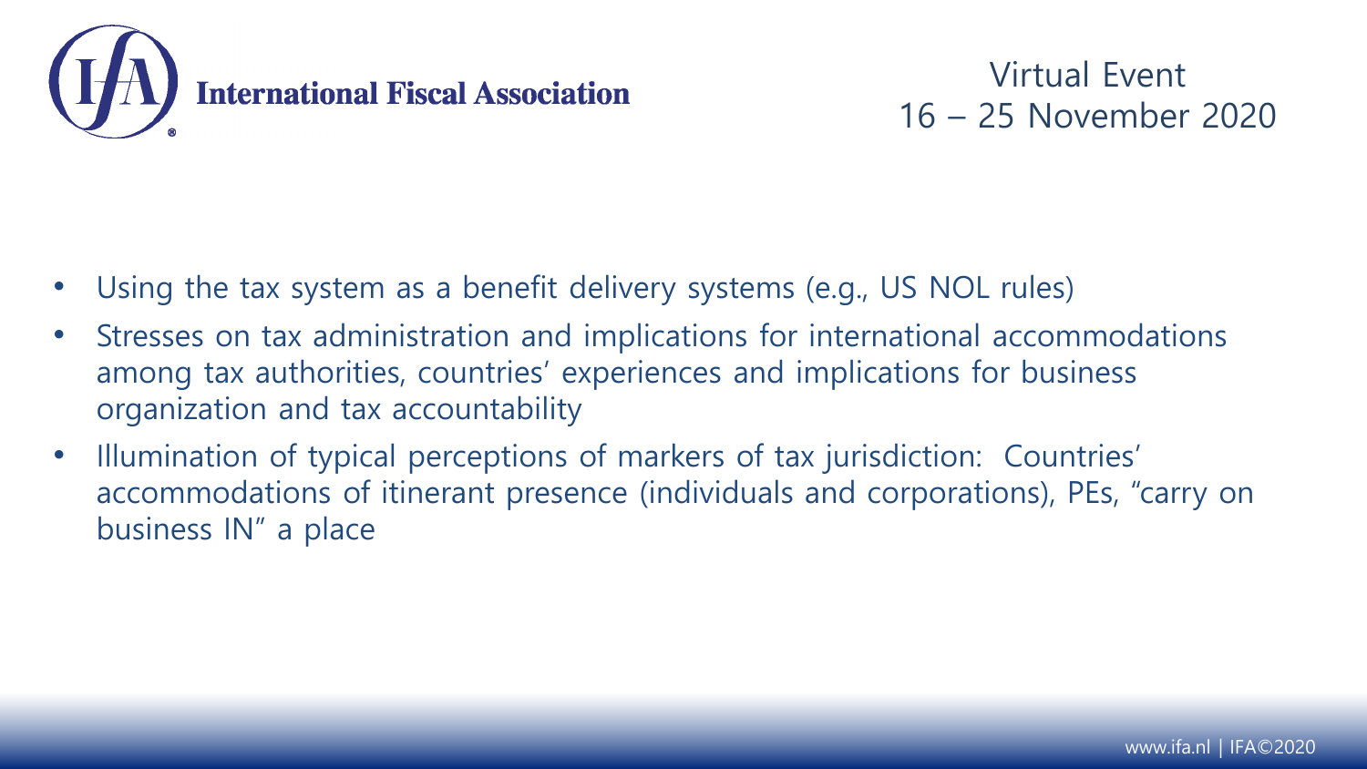- Using the tax system as a benefit delivery systems (e.g., US NOL rules)
- Stresses on tax administration and implications for international accommodations among tax authorities, countries' experiences and implications for business organization and tax accountability
- Illumination of typical perceptions of markers of tax jurisdiction: Countries' accommodations of itinerant presence (individuals and corporations), PEs, "carry on business IN" a place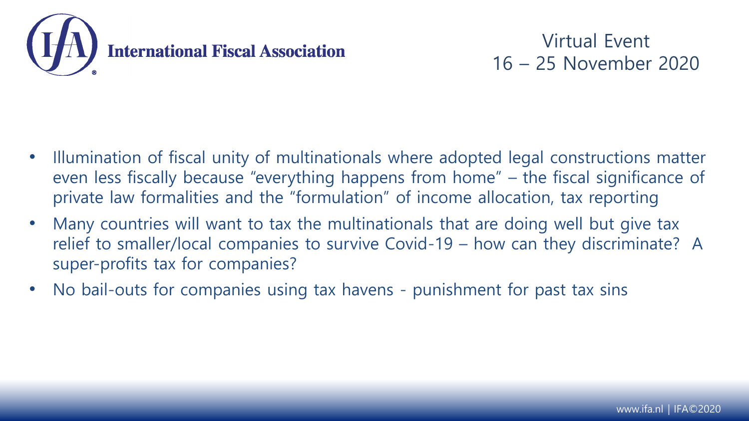- Illumination of fiscal unity of multinationals where adopted legal constructions matter even less fiscally because "everything happens from home" – the fiscal significance of private law formalities and the "formulation" of income allocation, tax reporting
- Many countries will want to tax the multinationals that are doing well but give tax relief to smaller/local companies to survive Covid-19 – how can they discriminate? A super-profits tax for companies?
- No bail-outs for companies using tax havens - punishment for past tax sins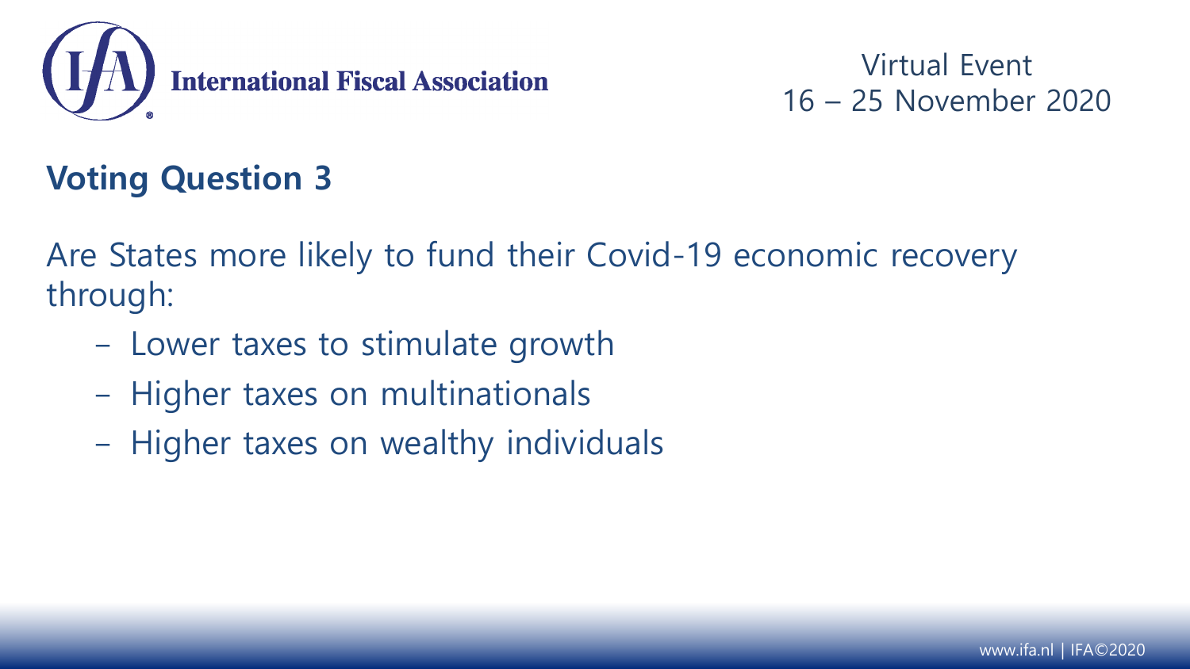## Voting Question 3

Are States more likely to fund their Covid-19 economic recovery through:

- Lower taxes to stimulate growth
- Higher taxes on multinationals
- Higher taxes on wealthy individuals